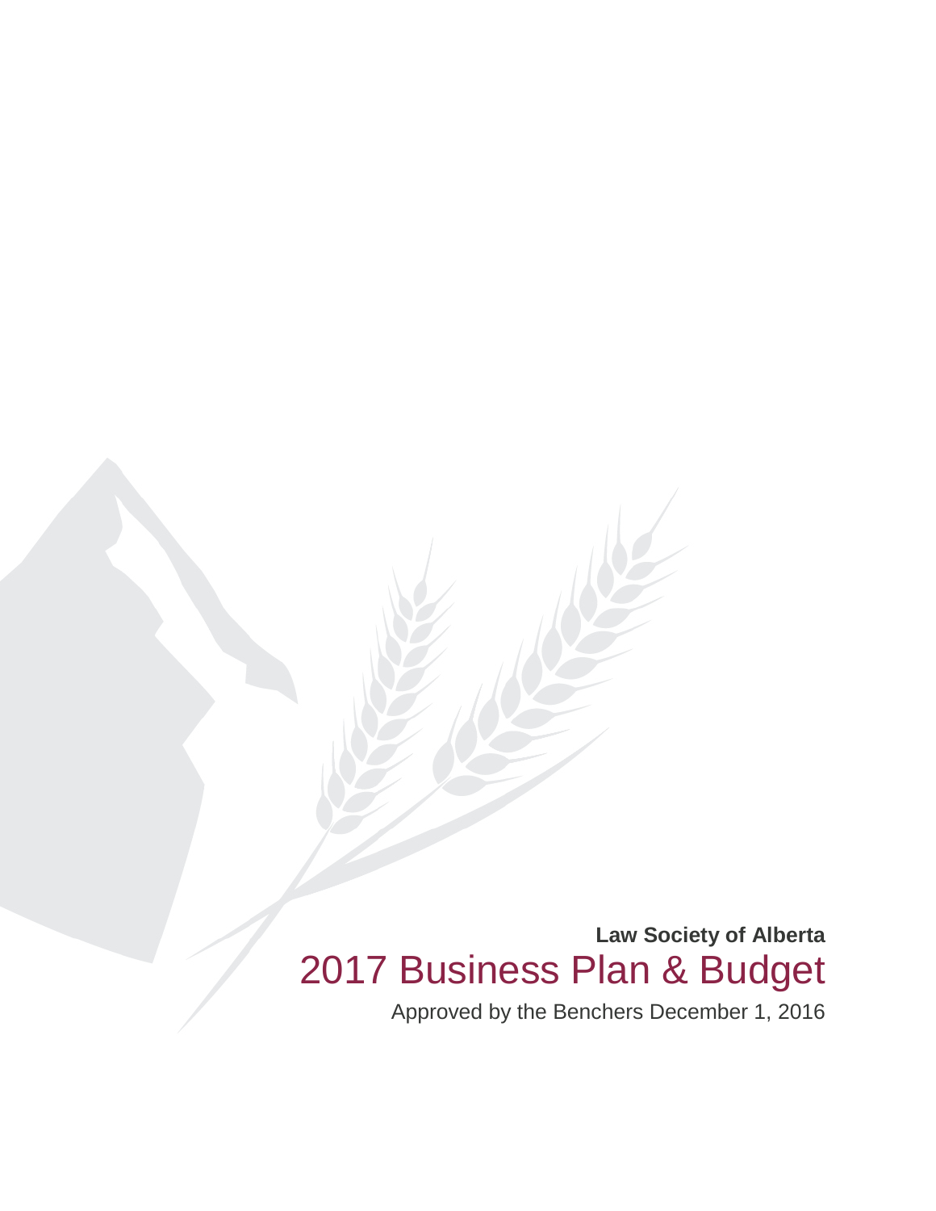**Law Society of Alberta**

# 2017 Business Plan & Budget

Approved by the Benchers December 1, 2016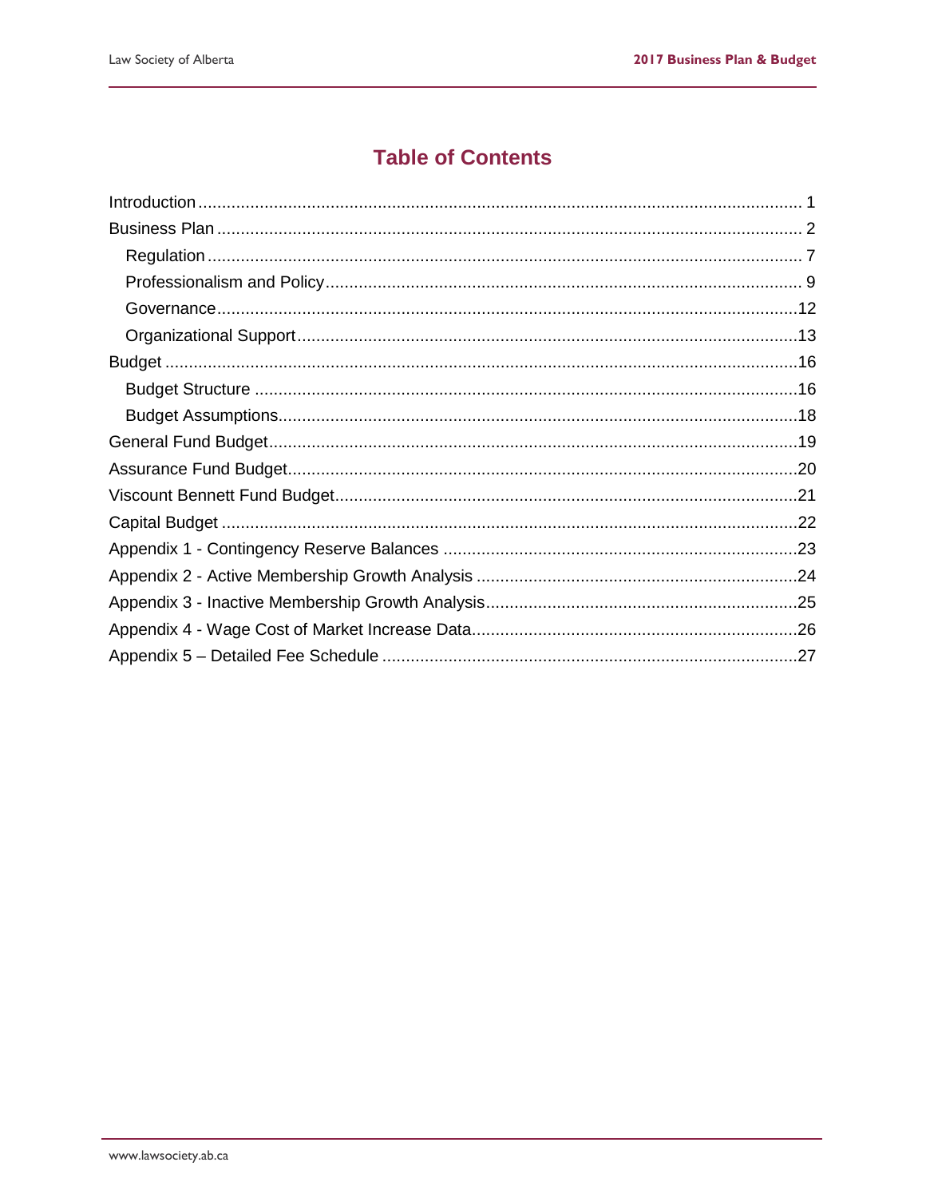# Table of Contents

- Introduction ........ 1
- Business Plan ........ 2
  - Regulation ........ 7
  - Professionalism and Policy ........ 9
  - Governance ........ 12
  - Organizational Support ........ 13
- Budget ........ 16
  - Budget Structure ........ 16
  - Budget Assumptions ........ 18
- General Fund Budget ........ 19
- Assurance Fund Budget ........ 20
- Viscount Bennett Fund Budget ........ 21
- Capital Budget ........ 22
- Appendix 1 - Contingency Reserve Balances ........ 23
- Appendix 2 - Active Membership Growth Analysis ........ 24
- Appendix 3 - Inactive Membership Growth Analysis ........ 25
- Appendix 4 - Wage Cost of Market Increase Data ........ 26
- Appendix 5 – Detailed Fee Schedule ........ 27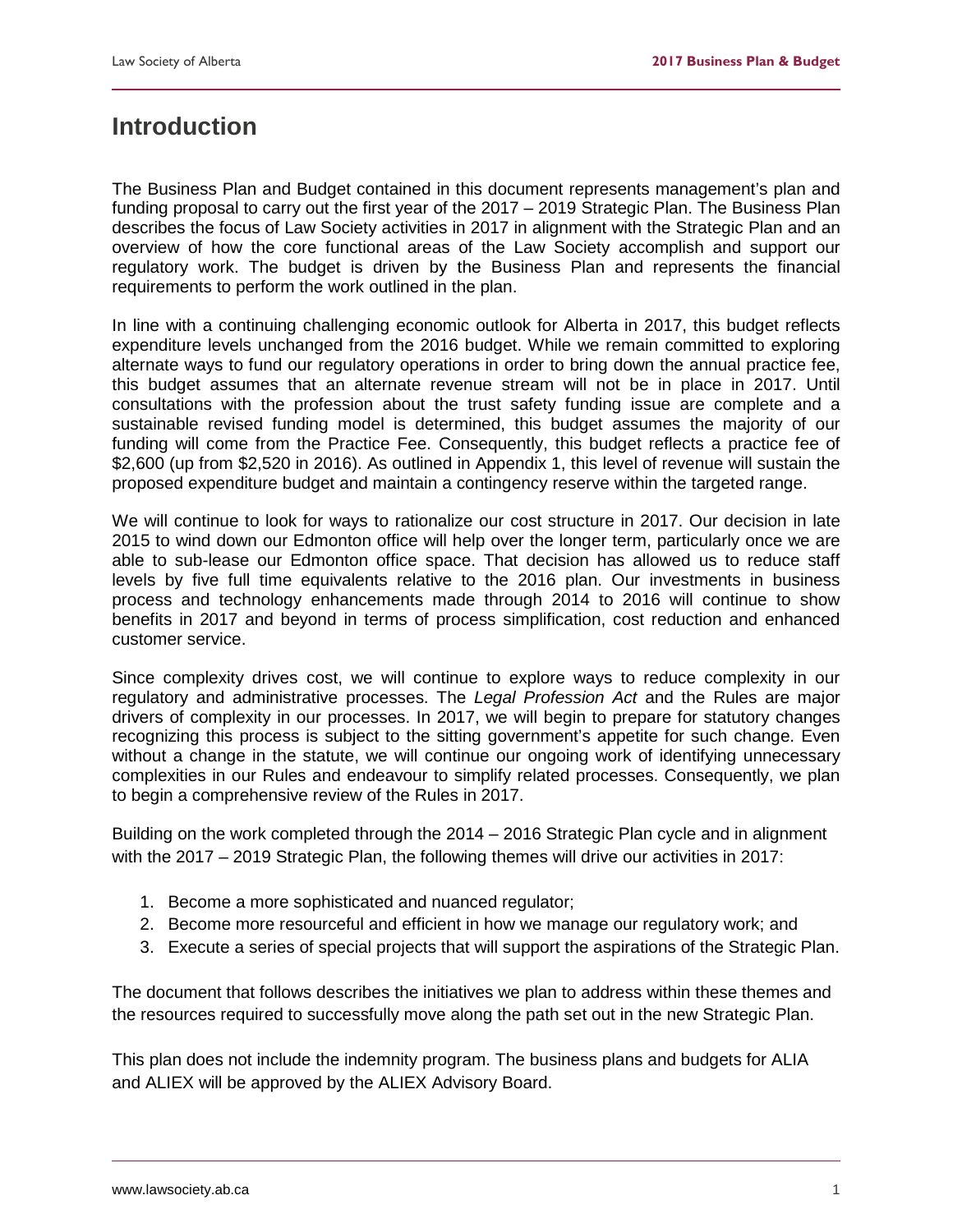# Introduction

The Business Plan and Budget contained in this document represents management's plan and funding proposal to carry out the first year of the 2017 – 2019 Strategic Plan. The Business Plan describes the focus of Law Society activities in 2017 in alignment with the Strategic Plan and an overview of how the core functional areas of the Law Society accomplish and support our regulatory work. The budget is driven by the Business Plan and represents the financial requirements to perform the work outlined in the plan.

In line with a continuing challenging economic outlook for Alberta in 2017, this budget reflects expenditure levels unchanged from the 2016 budget. While we remain committed to exploring alternate ways to fund our regulatory operations in order to bring down the annual practice fee, this budget assumes that an alternate revenue stream will not be in place in 2017. Until consultations with the profession about the trust safety funding issue are complete and a sustainable revised funding model is determined, this budget assumes the majority of our funding will come from the Practice Fee. Consequently, this budget reflects a practice fee of $2,600 (up from $2,520 in 2016). As outlined in Appendix 1, this level of revenue will sustain the proposed expenditure budget and maintain a contingency reserve within the targeted range.

We will continue to look for ways to rationalize our cost structure in 2017. Our decision in late 2015 to wind down our Edmonton office will help over the longer term, particularly once we are able to sub-lease our Edmonton office space. That decision has allowed us to reduce staff levels by five full time equivalents relative to the 2016 plan. Our investments in business process and technology enhancements made through 2014 to 2016 will continue to show benefits in 2017 and beyond in terms of process simplification, cost reduction and enhanced customer service.

Since complexity drives cost, we will continue to explore ways to reduce complexity in our regulatory and administrative processes. The *Legal Profession Act* and the Rules are major drivers of complexity in our processes. In 2017, we will begin to prepare for statutory changes recognizing this process is subject to the sitting government's appetite for such change. Even without a change in the statute, we will continue our ongoing work of identifying unnecessary complexities in our Rules and endeavour to simplify related processes. Consequently, we plan to begin a comprehensive review of the Rules in 2017.

Building on the work completed through the 2014 – 2016 Strategic Plan cycle and in alignment with the 2017 – 2019 Strategic Plan, the following themes will drive our activities in 2017:

1. Become a more sophisticated and nuanced regulator;
2. Become more resourceful and efficient in how we manage our regulatory work; and
3. Execute a series of special projects that will support the aspirations of the Strategic Plan.

The document that follows describes the initiatives we plan to address within these themes and the resources required to successfully move along the path set out in the new Strategic Plan.

This plan does not include the indemnity program. The business plans and budgets for ALIA and ALIEX will be approved by the ALIEX Advisory Board.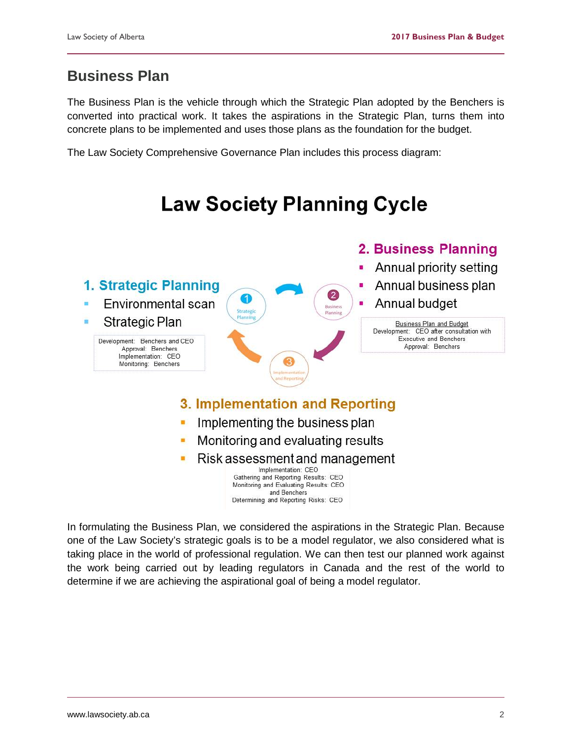## Business Plan

The Business Plan is the vehicle through which the Strategic Plan adopted by the Benchers is converted into practical work. It takes the aspirations in the Strategic Plan, turns them into concrete plans to be implemented and uses those plans as the foundation for the budget.

The Law Society Comprehensive Governance Plan includes this process diagram:

### Law Society Planning Cycle

**1. Strategic Planning**

- Environmental scan
- Strategic Plan

Development: Benchers and CEO
Approval: Benchers
Implementation: CEO
Monitoring: Benchers

**2. Business Planning**

- Annual priority setting
- Annual business plan
- Annual budget

Business Plan and Budget
Development: CEO after consultation with Executive and Benchers
Approval: Benchers

**3. Implementation and Reporting**

- Implementing the business plan
- Monitoring and evaluating results
- Risk assessment and management

Implementation: CEO
Gathering and Reporting Results: CEO
Monitoring and Evaluating Results: CEO and Benchers
Determining and Reporting Risks: CEO

In formulating the Business Plan, we considered the aspirations in the Strategic Plan. Because one of the Law Society's strategic goals is to be a model regulator, we also considered what is taking place in the world of professional regulation. We can then test our planned work against the work being carried out by leading regulators in Canada and the rest of the world to determine if we are achieving the aspirational goal of being a model regulator.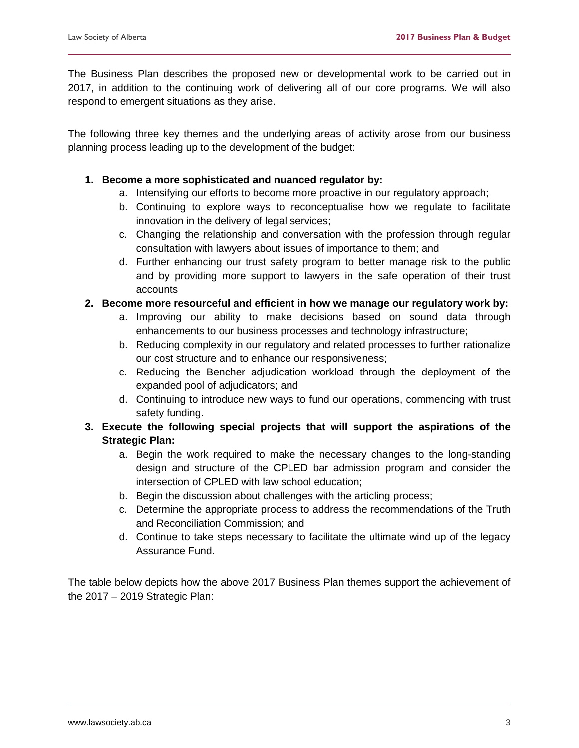The Business Plan describes the proposed new or developmental work to be carried out in 2017, in addition to the continuing work of delivering all of our core programs. We will also respond to emergent situations as they arise.

The following three key themes and the underlying areas of activity arose from our business planning process leading up to the development of the budget:

1. **Become a more sophisticated and nuanced regulator by:**
    a. Intensifying our efforts to become more proactive in our regulatory approach;
    b. Continuing to explore ways to reconceptualise how we regulate to facilitate innovation in the delivery of legal services;
    c. Changing the relationship and conversation with the profession through regular consultation with lawyers about issues of importance to them; and
    d. Further enhancing our trust safety program to better manage risk to the public and by providing more support to lawyers in the safe operation of their trust accounts
2. **Become more resourceful and efficient in how we manage our regulatory work by:**
    a. Improving our ability to make decisions based on sound data through enhancements to our business processes and technology infrastructure;
    b. Reducing complexity in our regulatory and related processes to further rationalize our cost structure and to enhance our responsiveness;
    c. Reducing the Bencher adjudication workload through the deployment of the expanded pool of adjudicators; and
    d. Continuing to introduce new ways to fund our operations, commencing with trust safety funding.
3. **Execute the following special projects that will support the aspirations of the Strategic Plan:**
    a. Begin the work required to make the necessary changes to the long-standing design and structure of the CPLED bar admission program and consider the intersection of CPLED with law school education;
    b. Begin the discussion about challenges with the articling process;
    c. Determine the appropriate process to address the recommendations of the Truth and Reconciliation Commission; and
    d. Continue to take steps necessary to facilitate the ultimate wind up of the legacy Assurance Fund.

The table below depicts how the above 2017 Business Plan themes support the achievement of the 2017 – 2019 Strategic Plan: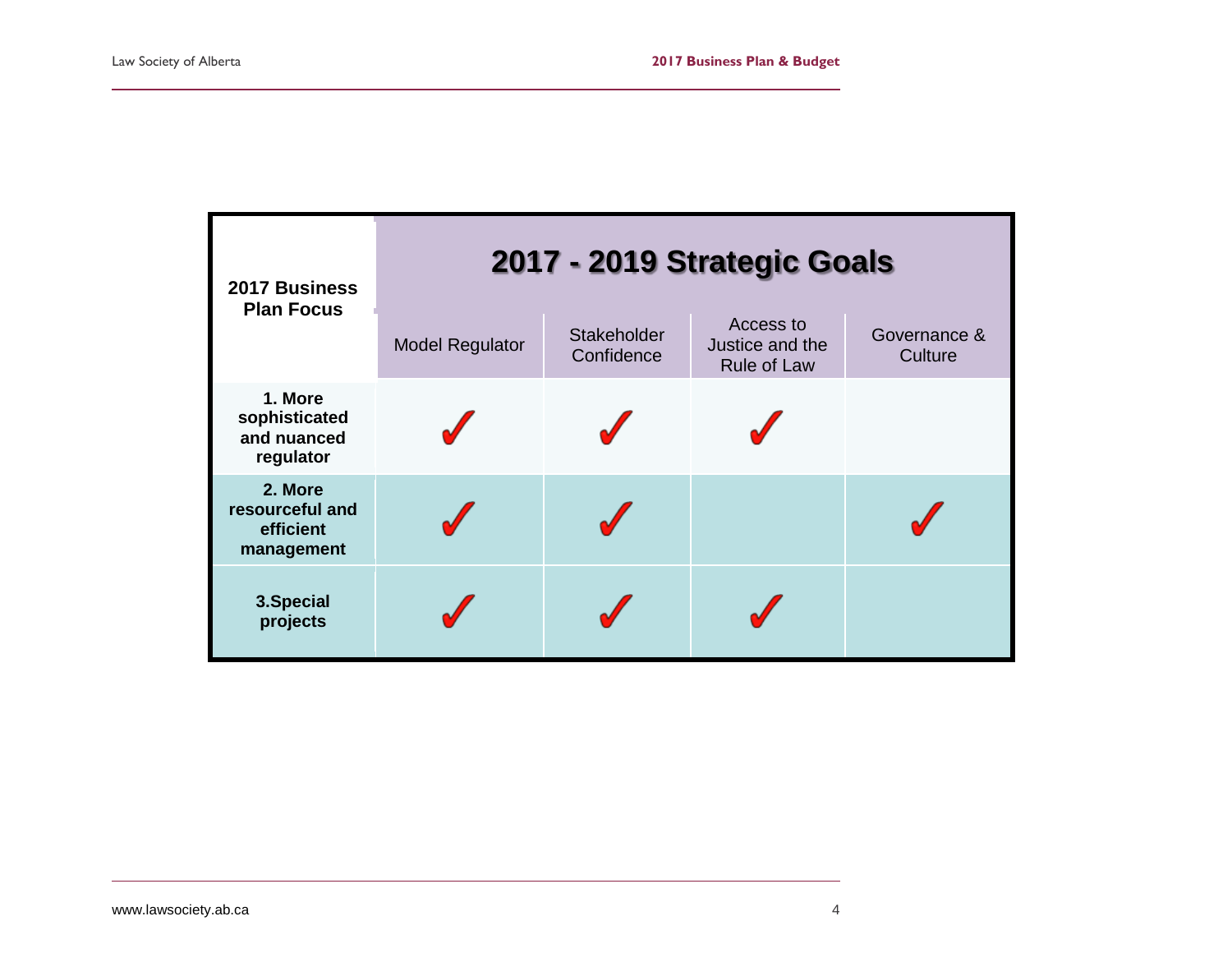| 2017 Business Plan Focus | 2017 - 2019 Strategic Goals | | | |
|---|---|---|---|---|
| | Model Regulator | Stakeholder Confidence | Access to Justice and the Rule of Law | Governance & Culture |
| **1. More sophisticated and nuanced regulator** | ✓ | ✓ | ✓ | |
| **2. More resourceful and efficient management** | ✓ | ✓ | | ✓ |
| **3.Special projects** | ✓ | ✓ | ✓ | |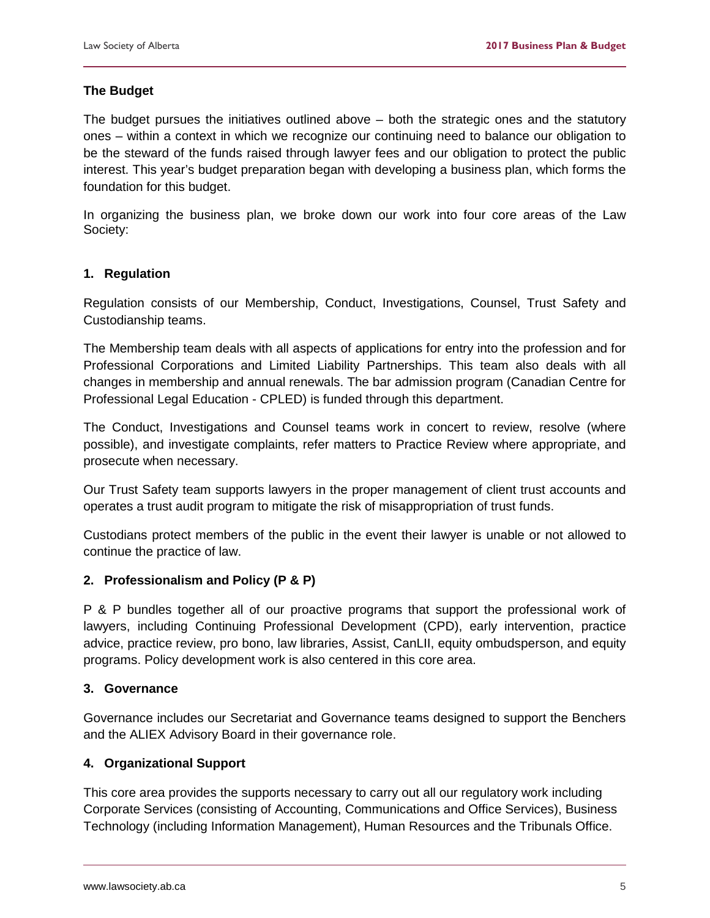## The Budget

The budget pursues the initiatives outlined above – both the strategic ones and the statutory ones – within a context in which we recognize our continuing need to balance our obligation to be the steward of the funds raised through lawyer fees and our obligation to protect the public interest. This year's budget preparation began with developing a business plan, which forms the foundation for this budget.

In organizing the business plan, we broke down our work into four core areas of the Law Society:

### 1. Regulation

Regulation consists of our Membership, Conduct, Investigations, Counsel, Trust Safety and Custodianship teams.

The Membership team deals with all aspects of applications for entry into the profession and for Professional Corporations and Limited Liability Partnerships. This team also deals with all changes in membership and annual renewals. The bar admission program (Canadian Centre for Professional Legal Education - CPLED) is funded through this department.

The Conduct, Investigations and Counsel teams work in concert to review, resolve (where possible), and investigate complaints, refer matters to Practice Review where appropriate, and prosecute when necessary.

Our Trust Safety team supports lawyers in the proper management of client trust accounts and operates a trust audit program to mitigate the risk of misappropriation of trust funds.

Custodians protect members of the public in the event their lawyer is unable or not allowed to continue the practice of law.

### 2. Professionalism and Policy (P & P)

P & P bundles together all of our proactive programs that support the professional work of lawyers, including Continuing Professional Development (CPD), early intervention, practice advice, practice review, pro bono, law libraries, Assist, CanLII, equity ombudsperson, and equity programs. Policy development work is also centered in this core area.

### 3. Governance

Governance includes our Secretariat and Governance teams designed to support the Benchers and the ALIEX Advisory Board in their governance role.

### 4. Organizational Support

This core area provides the supports necessary to carry out all our regulatory work including Corporate Services (consisting of Accounting, Communications and Office Services), Business Technology (including Information Management), Human Resources and the Tribunals Office.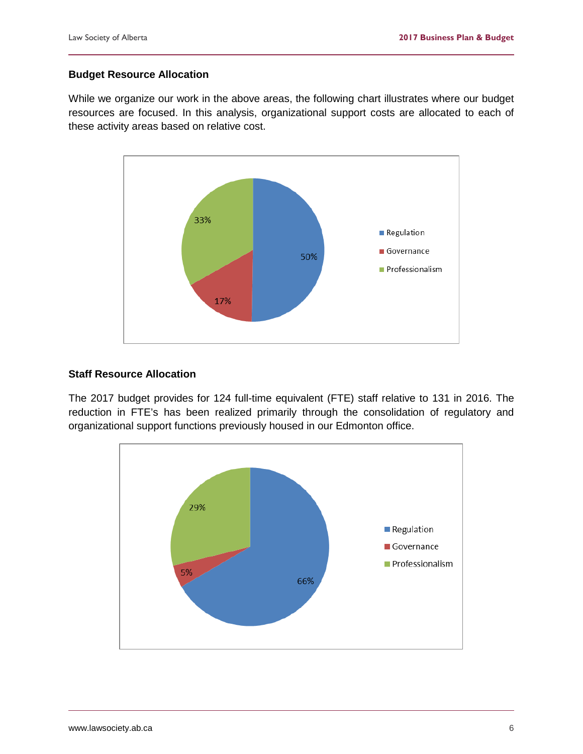### Budget Resource Allocation

While we organize our work in the above areas, the following chart illustrates where our budget resources are focused. In this analysis, organizational support costs are allocated to each of these activity areas based on relative cost.

| Area | Share |
|---|---|
| Regulation | 50% |
| Governance | 17% |
| Professionalism | 33% |

### Staff Resource Allocation

The 2017 budget provides for 124 full-time equivalent (FTE) staff relative to 131 in 2016. The reduction in FTE's has been realized primarily through the consolidation of regulatory and organizational support functions previously housed in our Edmonton office.

| Area | Share |
|---|---|
| Regulation | 66% |
| Governance | 5% |
| Professionalism | 29% |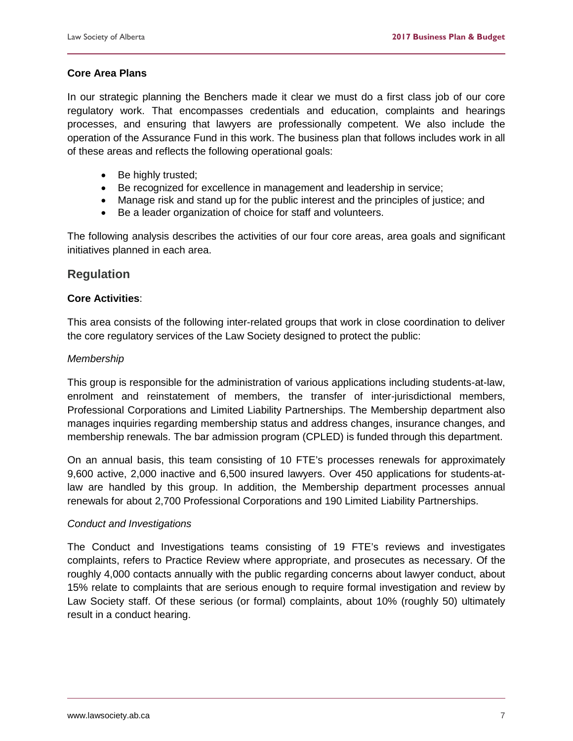**Core Area Plans**

In our strategic planning the Benchers made it clear we must do a first class job of our core regulatory work. That encompasses credentials and education, complaints and hearings processes, and ensuring that lawyers are professionally competent. We also include the operation of the Assurance Fund in this work. The business plan that follows includes work in all of these areas and reflects the following operational goals:

- Be highly trusted;
- Be recognized for excellence in management and leadership in service;
- Manage risk and stand up for the public interest and the principles of justice; and
- Be a leader organization of choice for staff and volunteers.

The following analysis describes the activities of our four core areas, area goals and significant initiatives planned in each area.

## Regulation

**Core Activities**:

This area consists of the following inter-related groups that work in close coordination to deliver the core regulatory services of the Law Society designed to protect the public:

*Membership*

This group is responsible for the administration of various applications including students-at-law, enrolment and reinstatement of members, the transfer of inter-jurisdictional members, Professional Corporations and Limited Liability Partnerships. The Membership department also manages inquiries regarding membership status and address changes, insurance changes, and membership renewals. The bar admission program (CPLED) is funded through this department.

On an annual basis, this team consisting of 10 FTE's processes renewals for approximately 9,600 active, 2,000 inactive and 6,500 insured lawyers. Over 450 applications for students-at-law are handled by this group. In addition, the Membership department processes annual renewals for about 2,700 Professional Corporations and 190 Limited Liability Partnerships.

*Conduct and Investigations*

The Conduct and Investigations teams consisting of 19 FTE's reviews and investigates complaints, refers to Practice Review where appropriate, and prosecutes as necessary. Of the roughly 4,000 contacts annually with the public regarding concerns about lawyer conduct, about 15% relate to complaints that are serious enough to require formal investigation and review by Law Society staff. Of these serious (or formal) complaints, about 10% (roughly 50) ultimately result in a conduct hearing.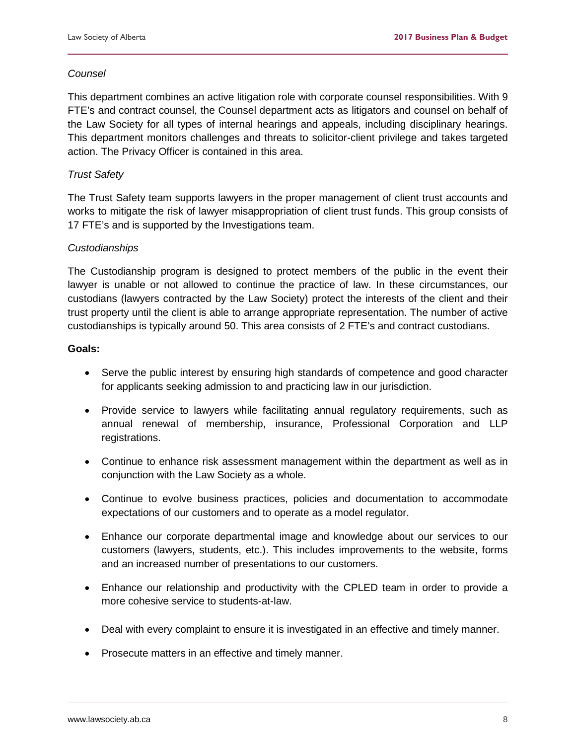*Counsel*

This department combines an active litigation role with corporate counsel responsibilities. With 9 FTE's and contract counsel, the Counsel department acts as litigators and counsel on behalf of the Law Society for all types of internal hearings and appeals, including disciplinary hearings. This department monitors challenges and threats to solicitor-client privilege and takes targeted action. The Privacy Officer is contained in this area.

*Trust Safety*

The Trust Safety team supports lawyers in the proper management of client trust accounts and works to mitigate the risk of lawyer misappropriation of client trust funds. This group consists of 17 FTE's and is supported by the Investigations team.

*Custodianships*

The Custodianship program is designed to protect members of the public in the event their lawyer is unable or not allowed to continue the practice of law. In these circumstances, our custodians (lawyers contracted by the Law Society) protect the interests of the client and their trust property until the client is able to arrange appropriate representation. The number of active custodianships is typically around 50. This area consists of 2 FTE's and contract custodians.

**Goals:**

- Serve the public interest by ensuring high standards of competence and good character for applicants seeking admission to and practicing law in our jurisdiction.
- Provide service to lawyers while facilitating annual regulatory requirements, such as annual renewal of membership, insurance, Professional Corporation and LLP registrations.
- Continue to enhance risk assessment management within the department as well as in conjunction with the Law Society as a whole.
- Continue to evolve business practices, policies and documentation to accommodate expectations of our customers and to operate as a model regulator.
- Enhance our corporate departmental image and knowledge about our services to our customers (lawyers, students, etc.). This includes improvements to the website, forms and an increased number of presentations to our customers.
- Enhance our relationship and productivity with the CPLED team in order to provide a more cohesive service to students-at-law.
- Deal with every complaint to ensure it is investigated in an effective and timely manner.
- Prosecute matters in an effective and timely manner.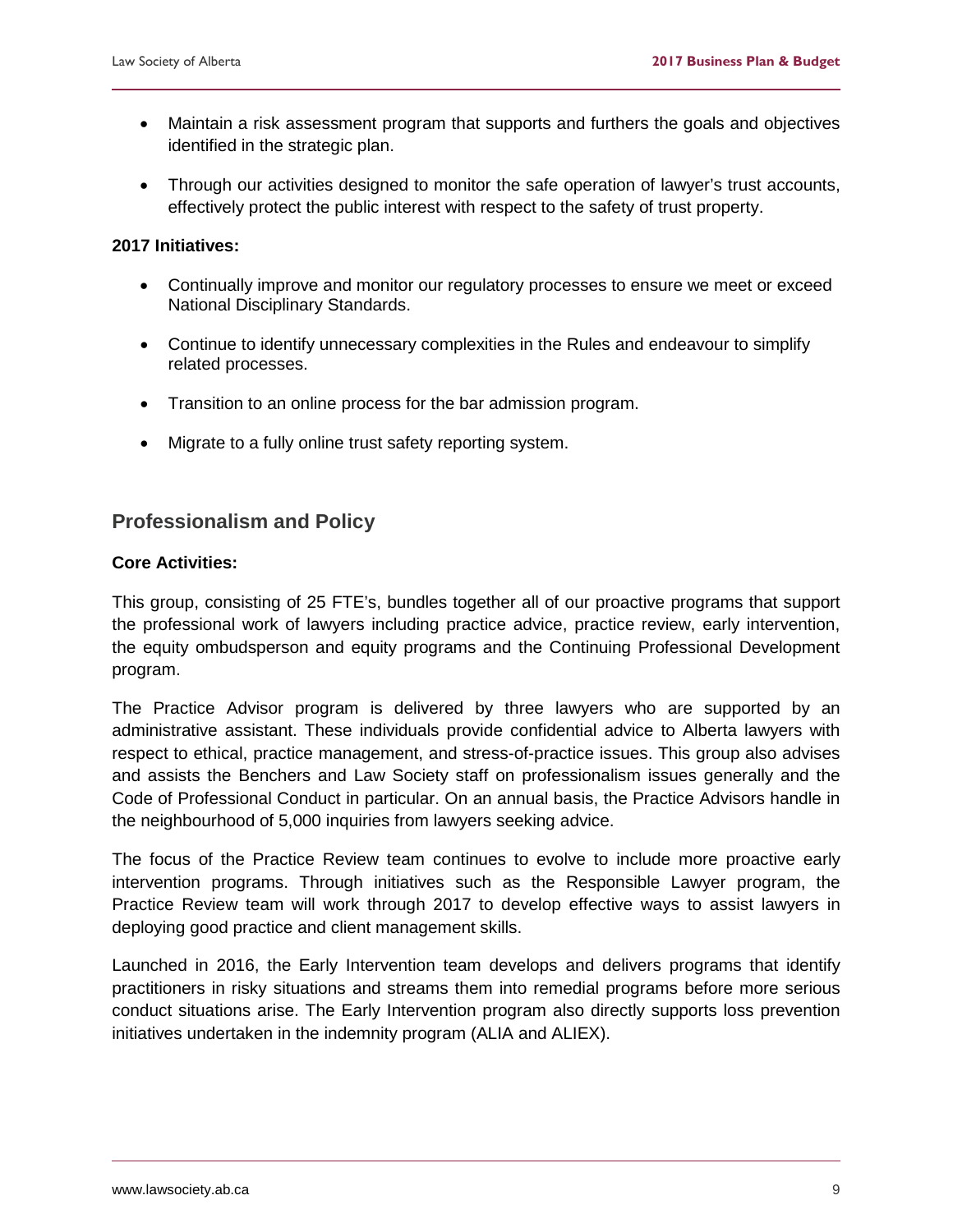- Maintain a risk assessment program that supports and furthers the goals and objectives identified in the strategic plan.
- Through our activities designed to monitor the safe operation of lawyer's trust accounts, effectively protect the public interest with respect to the safety of trust property.

**2017 Initiatives:**

- Continually improve and monitor our regulatory processes to ensure we meet or exceed National Disciplinary Standards.
- Continue to identify unnecessary complexities in the Rules and endeavour to simplify related processes.
- Transition to an online process for the bar admission program.
- Migrate to a fully online trust safety reporting system.

## Professionalism and Policy

**Core Activities:**

This group, consisting of 25 FTE's, bundles together all of our proactive programs that support the professional work of lawyers including practice advice, practice review, early intervention, the equity ombudsperson and equity programs and the Continuing Professional Development program.

The Practice Advisor program is delivered by three lawyers who are supported by an administrative assistant. These individuals provide confidential advice to Alberta lawyers with respect to ethical, practice management, and stress-of-practice issues. This group also advises and assists the Benchers and Law Society staff on professionalism issues generally and the Code of Professional Conduct in particular. On an annual basis, the Practice Advisors handle in the neighbourhood of 5,000 inquiries from lawyers seeking advice.

The focus of the Practice Review team continues to evolve to include more proactive early intervention programs. Through initiatives such as the Responsible Lawyer program, the Practice Review team will work through 2017 to develop effective ways to assist lawyers in deploying good practice and client management skills.

Launched in 2016, the Early Intervention team develops and delivers programs that identify practitioners in risky situations and streams them into remedial programs before more serious conduct situations arise. The Early Intervention program also directly supports loss prevention initiatives undertaken in the indemnity program (ALIA and ALIEX).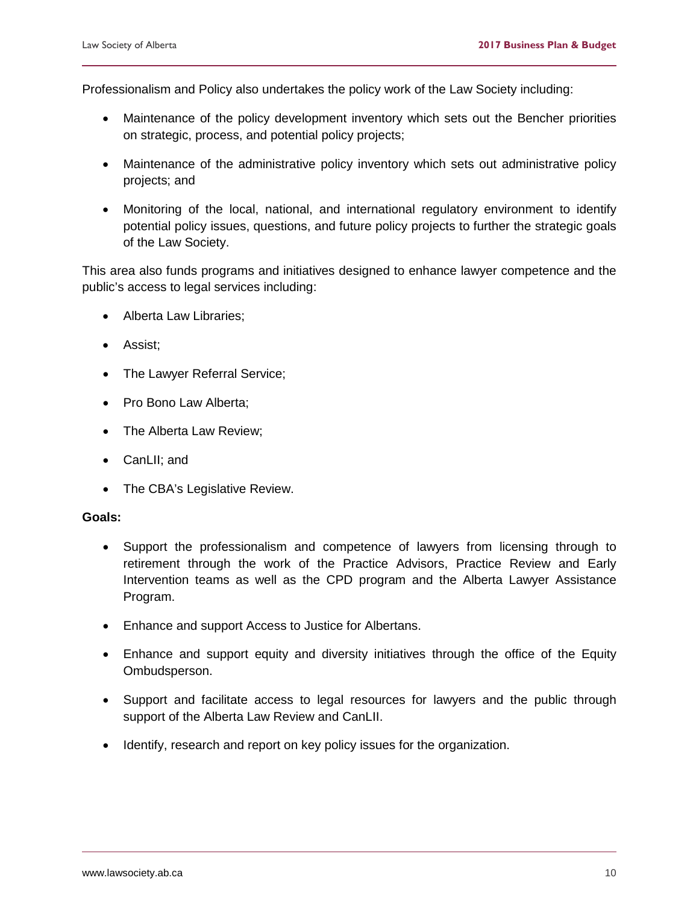Professionalism and Policy also undertakes the policy work of the Law Society including:

- Maintenance of the policy development inventory which sets out the Bencher priorities on strategic, process, and potential policy projects;
- Maintenance of the administrative policy inventory which sets out administrative policy projects; and
- Monitoring of the local, national, and international regulatory environment to identify potential policy issues, questions, and future policy projects to further the strategic goals of the Law Society.

This area also funds programs and initiatives designed to enhance lawyer competence and the public's access to legal services including:

- Alberta Law Libraries;
- Assist;
- The Lawyer Referral Service;
- Pro Bono Law Alberta;
- The Alberta Law Review;
- CanLII; and
- The CBA's Legislative Review.

**Goals:**

- Support the professionalism and competence of lawyers from licensing through to retirement through the work of the Practice Advisors, Practice Review and Early Intervention teams as well as the CPD program and the Alberta Lawyer Assistance Program.
- Enhance and support Access to Justice for Albertans.
- Enhance and support equity and diversity initiatives through the office of the Equity Ombudsperson.
- Support and facilitate access to legal resources for lawyers and the public through support of the Alberta Law Review and CanLII.
- Identify, research and report on key policy issues for the organization.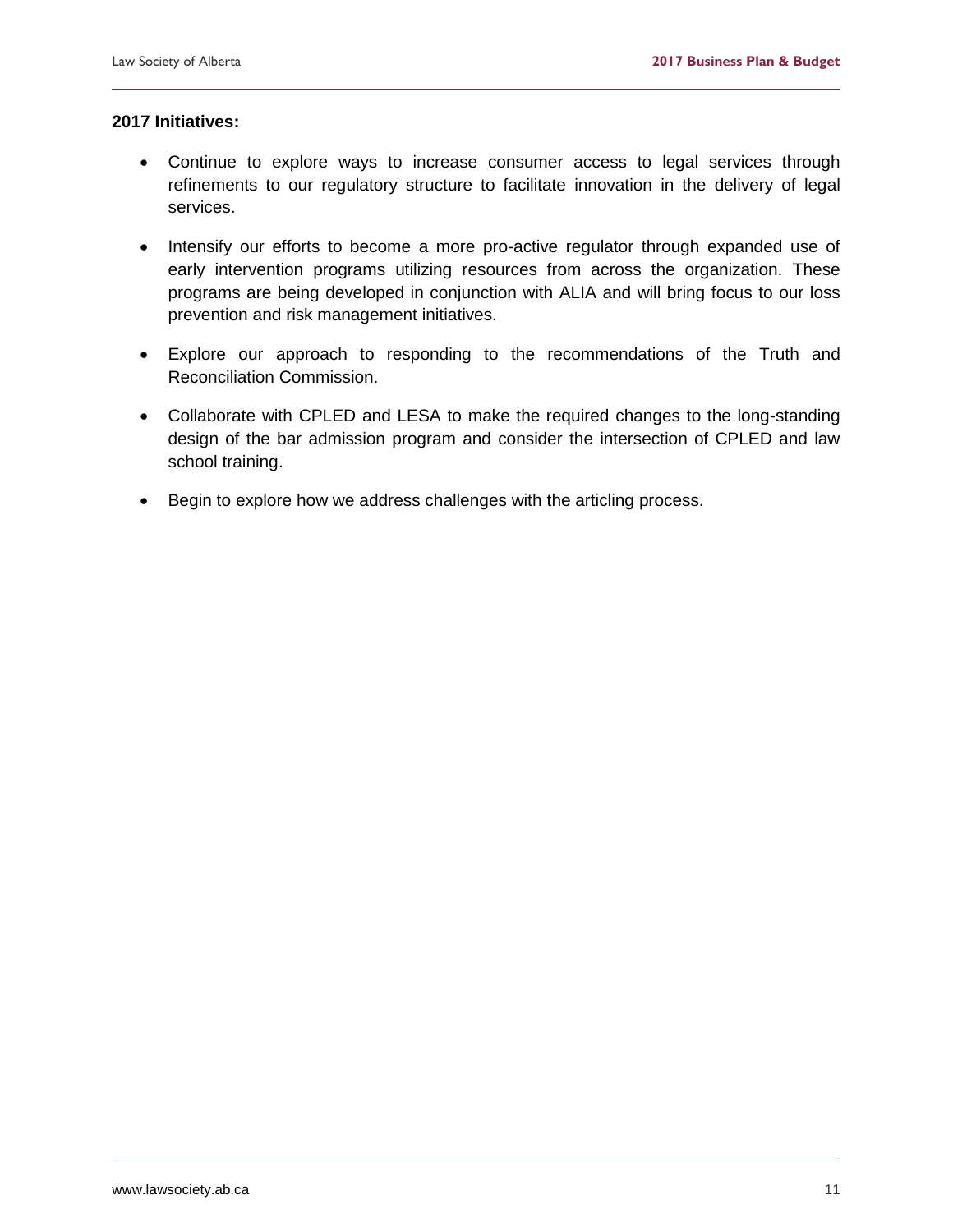**2017 Initiatives:**

- Continue to explore ways to increase consumer access to legal services through refinements to our regulatory structure to facilitate innovation in the delivery of legal services.
- Intensify our efforts to become a more pro-active regulator through expanded use of early intervention programs utilizing resources from across the organization. These programs are being developed in conjunction with ALIA and will bring focus to our loss prevention and risk management initiatives.
- Explore our approach to responding to the recommendations of the Truth and Reconciliation Commission.
- Collaborate with CPLED and LESA to make the required changes to the long-standing design of the bar admission program and consider the intersection of CPLED and law school training.
- Begin to explore how we address challenges with the articling process.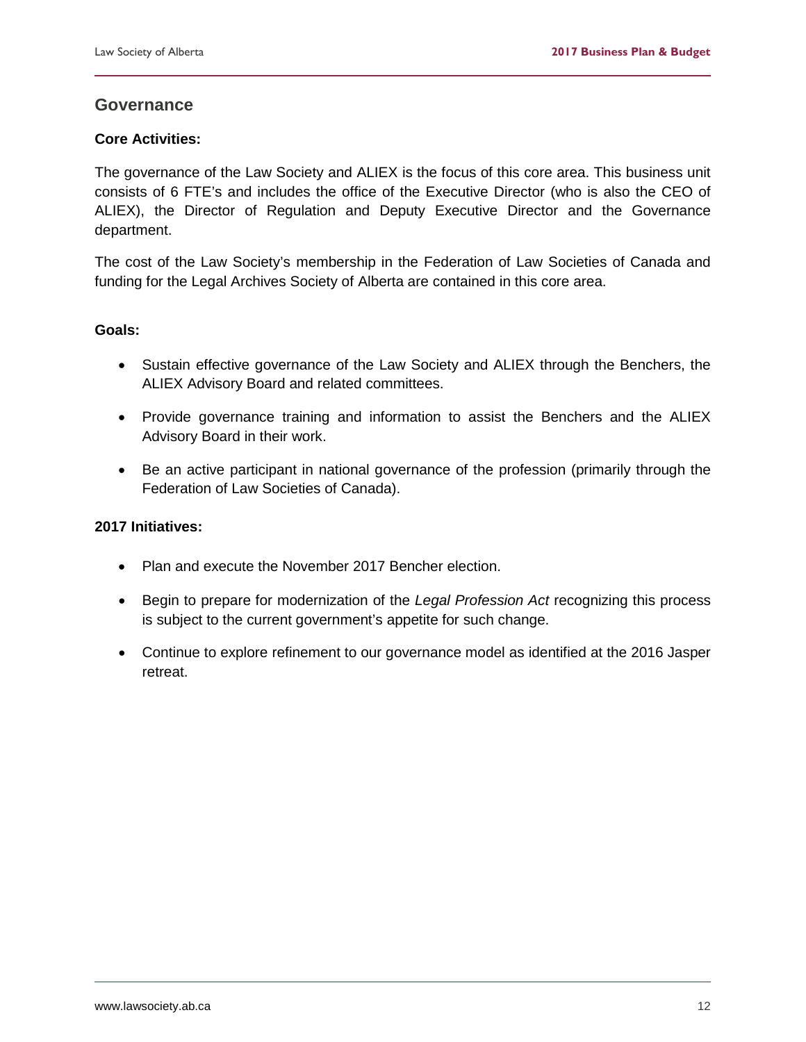## Governance

### Core Activities:

The governance of the Law Society and ALIEX is the focus of this core area. This business unit consists of 6 FTE's and includes the office of the Executive Director (who is also the CEO of ALIEX), the Director of Regulation and Deputy Executive Director and the Governance department.

The cost of the Law Society's membership in the Federation of Law Societies of Canada and funding for the Legal Archives Society of Alberta are contained in this core area.

### Goals:

- Sustain effective governance of the Law Society and ALIEX through the Benchers, the ALIEX Advisory Board and related committees.
- Provide governance training and information to assist the Benchers and the ALIEX Advisory Board in their work.
- Be an active participant in national governance of the profession (primarily through the Federation of Law Societies of Canada).

### 2017 Initiatives:

- Plan and execute the November 2017 Bencher election.
- Begin to prepare for modernization of the *Legal Profession Act* recognizing this process is subject to the current government's appetite for such change.
- Continue to explore refinement to our governance model as identified at the 2016 Jasper retreat.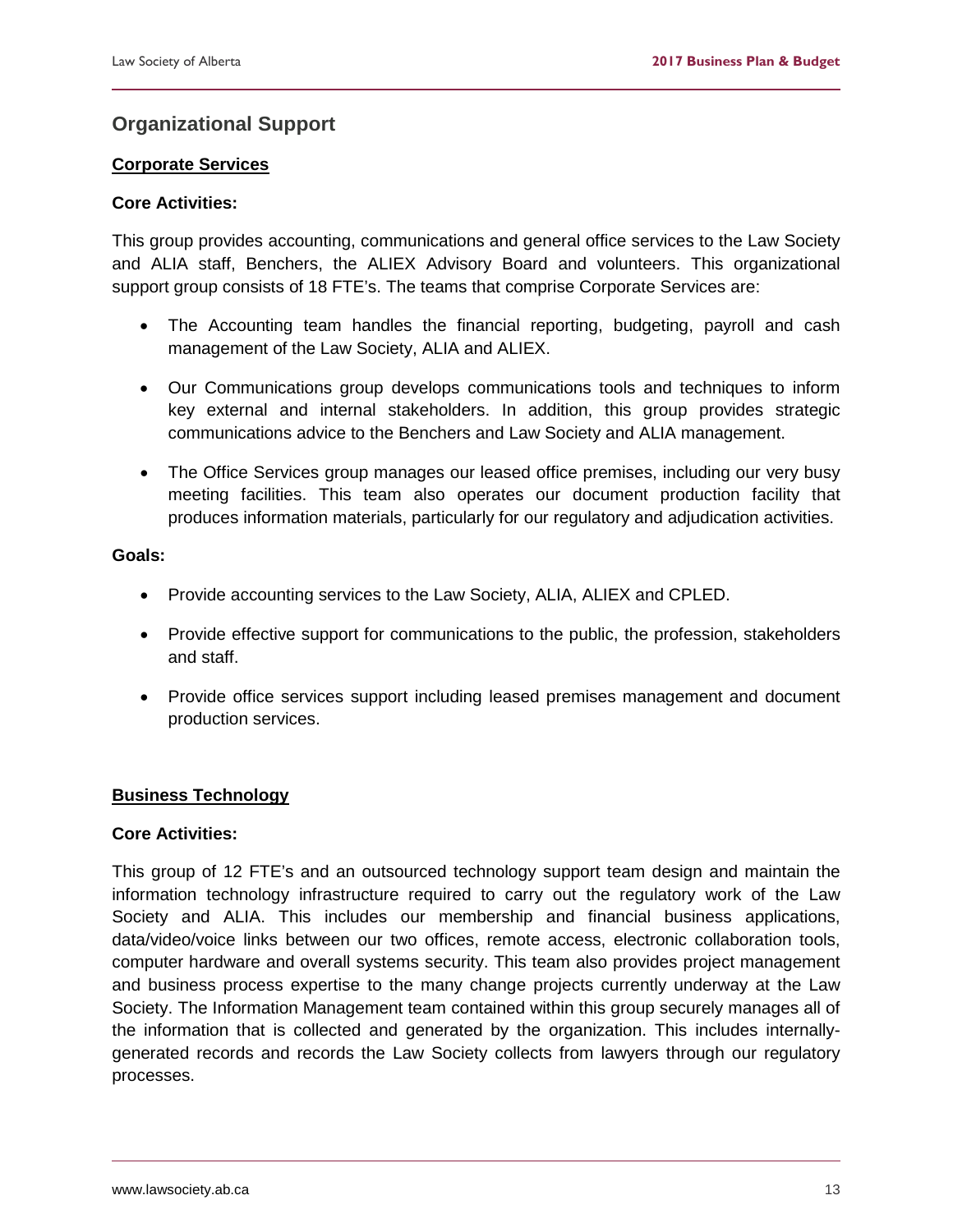## Organizational Support

### Corporate Services

**Core Activities:**

This group provides accounting, communications and general office services to the Law Society and ALIA staff, Benchers, the ALIEX Advisory Board and volunteers. This organizational support group consists of 18 FTE's. The teams that comprise Corporate Services are:

- The Accounting team handles the financial reporting, budgeting, payroll and cash management of the Law Society, ALIA and ALIEX.
- Our Communications group develops communications tools and techniques to inform key external and internal stakeholders. In addition, this group provides strategic communications advice to the Benchers and Law Society and ALIA management.
- The Office Services group manages our leased office premises, including our very busy meeting facilities. This team also operates our document production facility that produces information materials, particularly for our regulatory and adjudication activities.

**Goals:**

- Provide accounting services to the Law Society, ALIA, ALIEX and CPLED.
- Provide effective support for communications to the public, the profession, stakeholders and staff.
- Provide office services support including leased premises management and document production services.

### Business Technology

**Core Activities:**

This group of 12 FTE's and an outsourced technology support team design and maintain the information technology infrastructure required to carry out the regulatory work of the Law Society and ALIA. This includes our membership and financial business applications, data/video/voice links between our two offices, remote access, electronic collaboration tools, computer hardware and overall systems security. This team also provides project management and business process expertise to the many change projects currently underway at the Law Society. The Information Management team contained within this group securely manages all of the information that is collected and generated by the organization. This includes internally-generated records and records the Law Society collects from lawyers through our regulatory processes.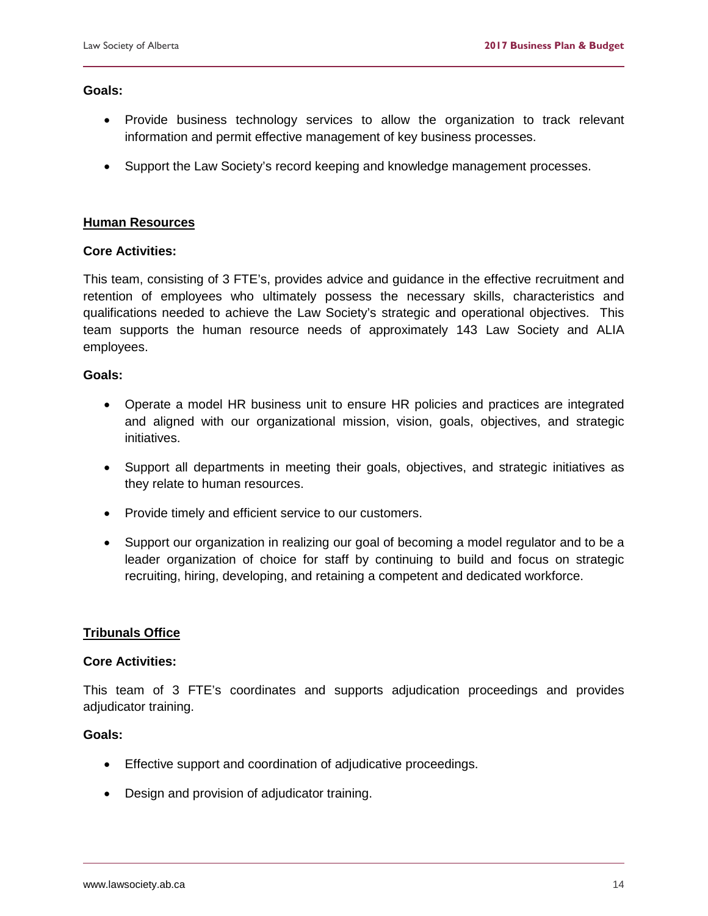**Goals:**

- Provide business technology services to allow the organization to track relevant information and permit effective management of key business processes.
- Support the Law Society's record keeping and knowledge management processes.

## Human Resources

**Core Activities:**

This team, consisting of 3 FTE's, provides advice and guidance in the effective recruitment and retention of employees who ultimately possess the necessary skills, characteristics and qualifications needed to achieve the Law Society's strategic and operational objectives. This team supports the human resource needs of approximately 143 Law Society and ALIA employees.

**Goals:**

- Operate a model HR business unit to ensure HR policies and practices are integrated and aligned with our organizational mission, vision, goals, objectives, and strategic initiatives.
- Support all departments in meeting their goals, objectives, and strategic initiatives as they relate to human resources.
- Provide timely and efficient service to our customers.
- Support our organization in realizing our goal of becoming a model regulator and to be a leader organization of choice for staff by continuing to build and focus on strategic recruiting, hiring, developing, and retaining a competent and dedicated workforce.

## Tribunals Office

**Core Activities:**

This team of 3 FTE's coordinates and supports adjudication proceedings and provides adjudicator training.

**Goals:**

- Effective support and coordination of adjudicative proceedings.
- Design and provision of adjudicator training.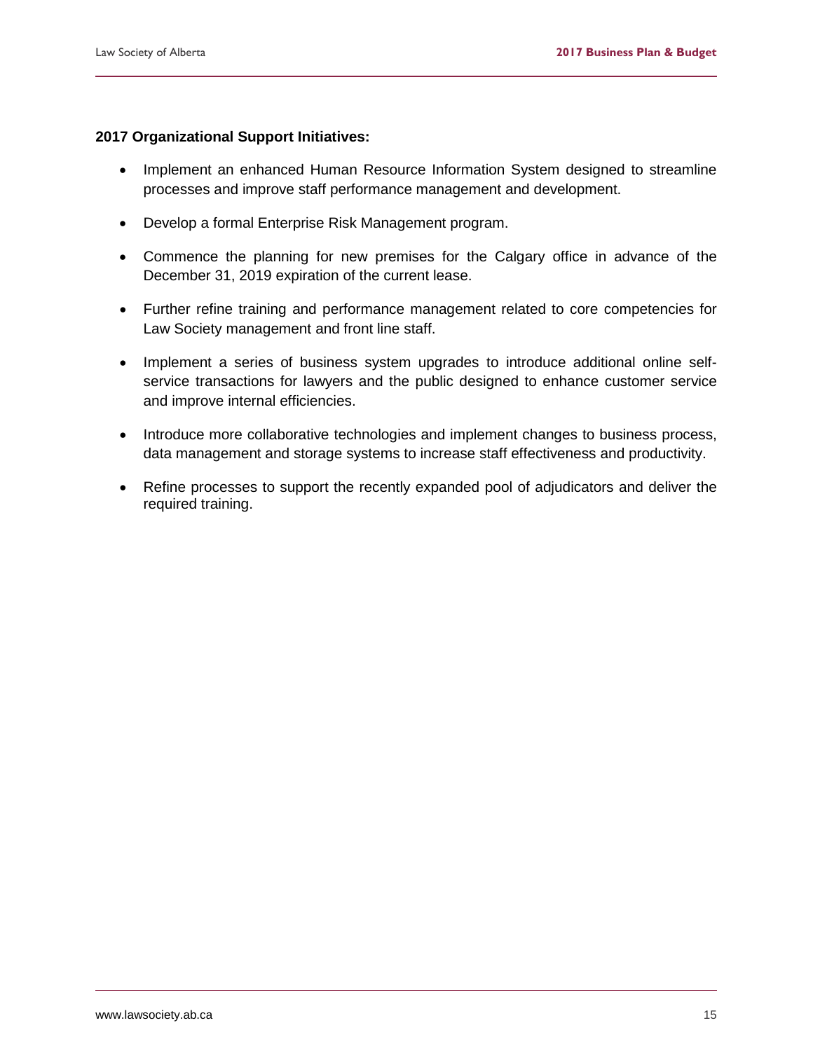**2017 Organizational Support Initiatives:**

- Implement an enhanced Human Resource Information System designed to streamline processes and improve staff performance management and development.
- Develop a formal Enterprise Risk Management program.
- Commence the planning for new premises for the Calgary office in advance of the December 31, 2019 expiration of the current lease.
- Further refine training and performance management related to core competencies for Law Society management and front line staff.
- Implement a series of business system upgrades to introduce additional online self-service transactions for lawyers and the public designed to enhance customer service and improve internal efficiencies.
- Introduce more collaborative technologies and implement changes to business process, data management and storage systems to increase staff effectiveness and productivity.
- Refine processes to support the recently expanded pool of adjudicators and deliver the required training.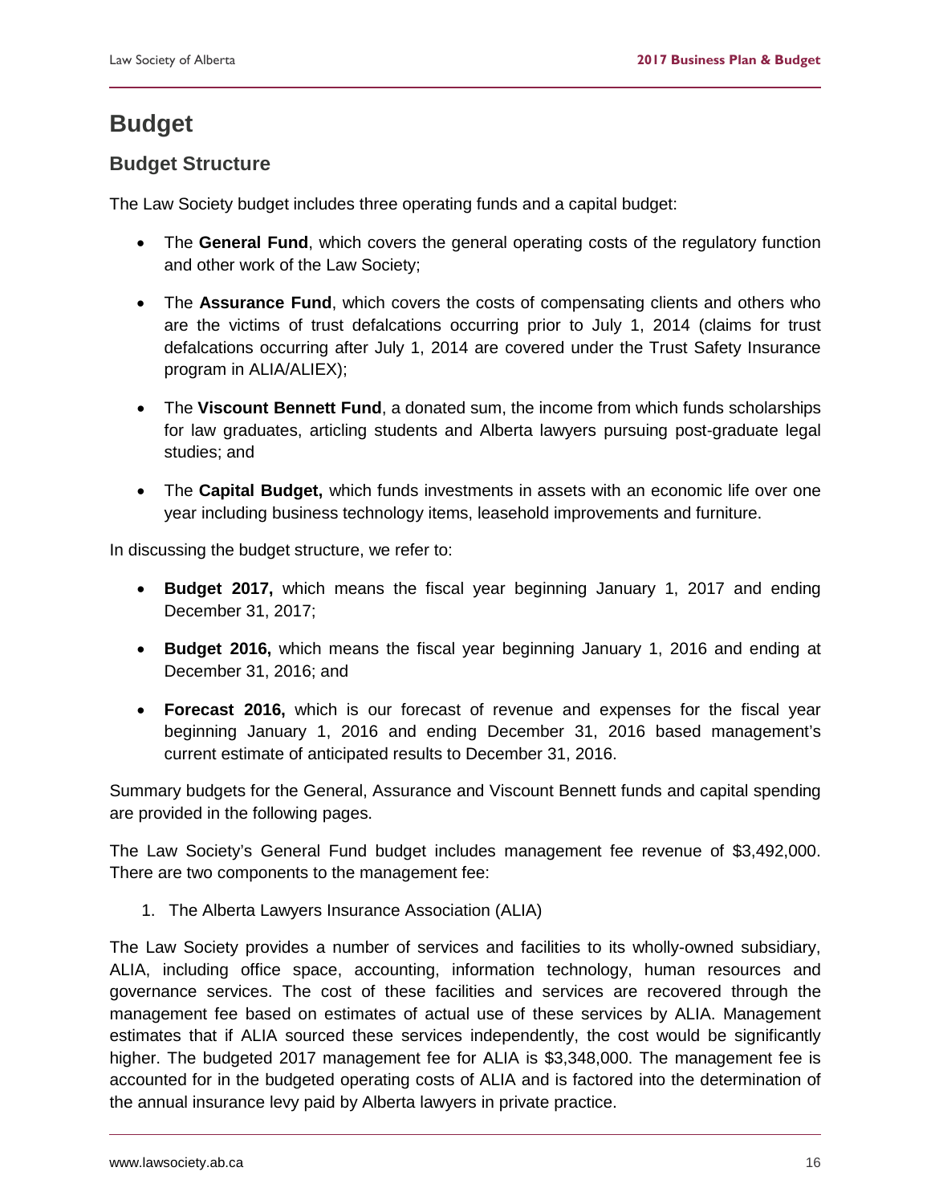# Budget

## Budget Structure

The Law Society budget includes three operating funds and a capital budget:

- The **General Fund**, which covers the general operating costs of the regulatory function and other work of the Law Society;
- The **Assurance Fund**, which covers the costs of compensating clients and others who are the victims of trust defalcations occurring prior to July 1, 2014 (claims for trust defalcations occurring after July 1, 2014 are covered under the Trust Safety Insurance program in ALIA/ALIEX);
- The **Viscount Bennett Fund**, a donated sum, the income from which funds scholarships for law graduates, articling students and Alberta lawyers pursuing post-graduate legal studies; and
- The **Capital Budget,** which funds investments in assets with an economic life over one year including business technology items, leasehold improvements and furniture.

In discussing the budget structure, we refer to:

- **Budget 2017,** which means the fiscal year beginning January 1, 2017 and ending December 31, 2017;
- **Budget 2016,** which means the fiscal year beginning January 1, 2016 and ending at December 31, 2016; and
- **Forecast 2016,** which is our forecast of revenue and expenses for the fiscal year beginning January 1, 2016 and ending December 31, 2016 based management's current estimate of anticipated results to December 31, 2016.

Summary budgets for the General, Assurance and Viscount Bennett funds and capital spending are provided in the following pages.

The Law Society's General Fund budget includes management fee revenue of $3,492,000. There are two components to the management fee:

1. The Alberta Lawyers Insurance Association (ALIA)

The Law Society provides a number of services and facilities to its wholly-owned subsidiary, ALIA, including office space, accounting, information technology, human resources and governance services. The cost of these facilities and services are recovered through the management fee based on estimates of actual use of these services by ALIA. Management estimates that if ALIA sourced these services independently, the cost would be significantly higher. The budgeted 2017 management fee for ALIA is $3,348,000. The management fee is accounted for in the budgeted operating costs of ALIA and is factored into the determination of the annual insurance levy paid by Alberta lawyers in private practice.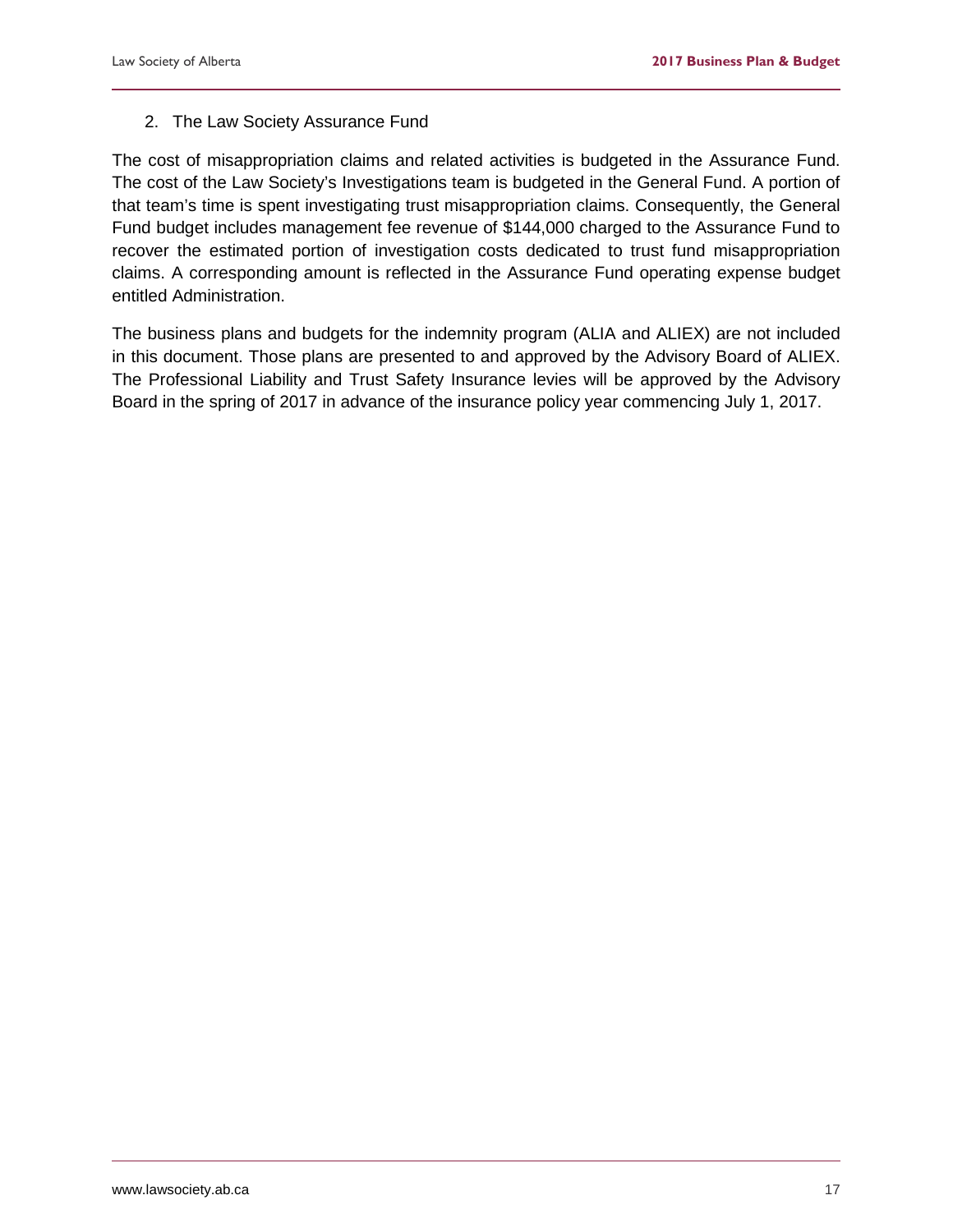2. The Law Society Assurance Fund

The cost of misappropriation claims and related activities is budgeted in the Assurance Fund. The cost of the Law Society's Investigations team is budgeted in the General Fund. A portion of that team's time is spent investigating trust misappropriation claims. Consequently, the General Fund budget includes management fee revenue of $144,000 charged to the Assurance Fund to recover the estimated portion of investigation costs dedicated to trust fund misappropriation claims. A corresponding amount is reflected in the Assurance Fund operating expense budget entitled Administration.

The business plans and budgets for the indemnity program (ALIA and ALIEX) are not included in this document. Those plans are presented to and approved by the Advisory Board of ALIEX. The Professional Liability and Trust Safety Insurance levies will be approved by the Advisory Board in the spring of 2017 in advance of the insurance policy year commencing July 1, 2017.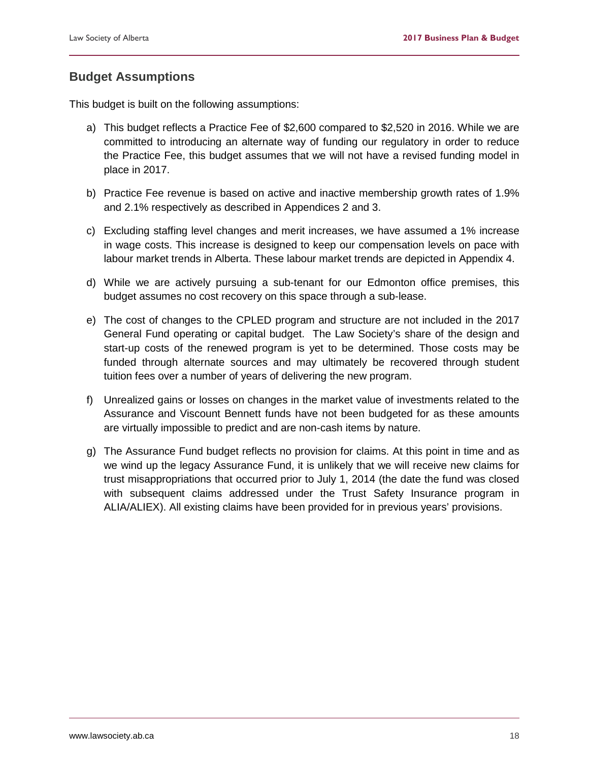## Budget Assumptions

This budget is built on the following assumptions:

a) This budget reflects a Practice Fee of $2,600 compared to $2,520 in 2016. While we are committed to introducing an alternate way of funding our regulatory in order to reduce the Practice Fee, this budget assumes that we will not have a revised funding model in place in 2017.

b) Practice Fee revenue is based on active and inactive membership growth rates of 1.9% and 2.1% respectively as described in Appendices 2 and 3.

c) Excluding staffing level changes and merit increases, we have assumed a 1% increase in wage costs. This increase is designed to keep our compensation levels on pace with labour market trends in Alberta. These labour market trends are depicted in Appendix 4.

d) While we are actively pursuing a sub-tenant for our Edmonton office premises, this budget assumes no cost recovery on this space through a sub-lease.

e) The cost of changes to the CPLED program and structure are not included in the 2017 General Fund operating or capital budget. The Law Society's share of the design and start-up costs of the renewed program is yet to be determined. Those costs may be funded through alternate sources and may ultimately be recovered through student tuition fees over a number of years of delivering the new program.

f) Unrealized gains or losses on changes in the market value of investments related to the Assurance and Viscount Bennett funds have not been budgeted for as these amounts are virtually impossible to predict and are non-cash items by nature.

g) The Assurance Fund budget reflects no provision for claims. At this point in time and as we wind up the legacy Assurance Fund, it is unlikely that we will receive new claims for trust misappropriations that occurred prior to July 1, 2014 (the date the fund was closed with subsequent claims addressed under the Trust Safety Insurance program in ALIA/ALIEX). All existing claims have been provided for in previous years' provisions.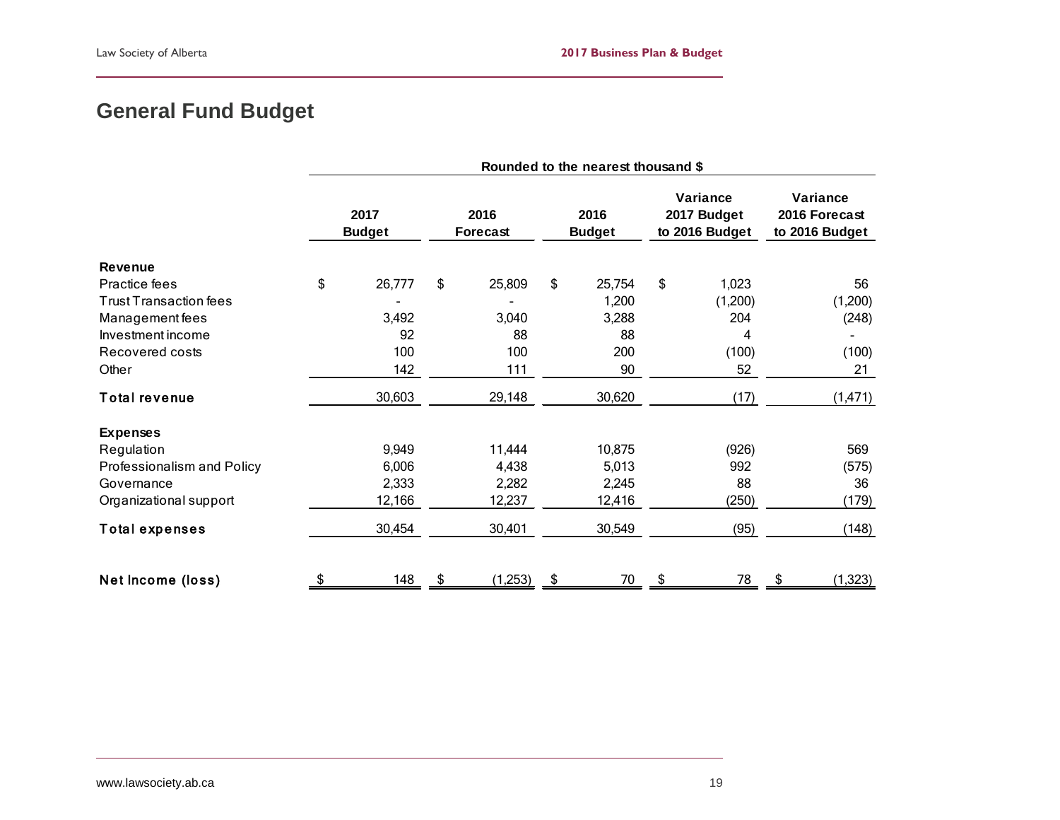# General Fund Budget

| | Rounded to the nearest thousand $ | | | | |
|---|---|---|---|---|---|
| | 2017 Budget | 2016 Forecast | 2016 Budget | Variance 2017 Budget to 2016 Budget | Variance 2016 Forecast to 2016 Budget |
| **Revenue** | | | | | |
| Practice fees | $ 26,777 | $ 25,809 | $ 25,754 | $ 1,023 | 56 |
| Trust Transaction fees | - | - | 1,200 | (1,200) | (1,200) |
| Management fees | 3,492 | 3,040 | 3,288 | 204 | (248) |
| Investment income | 92 | 88 | 88 | 4 | - |
| Recovered costs | 100 | 100 | 200 | (100) | (100) |
| Other | 142 | 111 | 90 | 52 | 21 |
| **Total revenue** | 30,603 | 29,148 | 30,620 | (17) | (1,471) |
| **Expenses** | | | | | |
| Regulation | 9,949 | 11,444 | 10,875 | (926) | 569 |
| Professionalism and Policy | 6,006 | 4,438 | 5,013 | 992 | (575) |
| Governance | 2,333 | 2,282 | 2,245 | 88 | 36 |
| Organizational support | 12,166 | 12,237 | 12,416 | (250) | (179) |
| **Total expenses** | 30,454 | 30,401 | 30,549 | (95) | (148) |
| **Net Income (loss)** | $ 148 | $ (1,253) | $ 70 | $ 78 | $ (1,323) |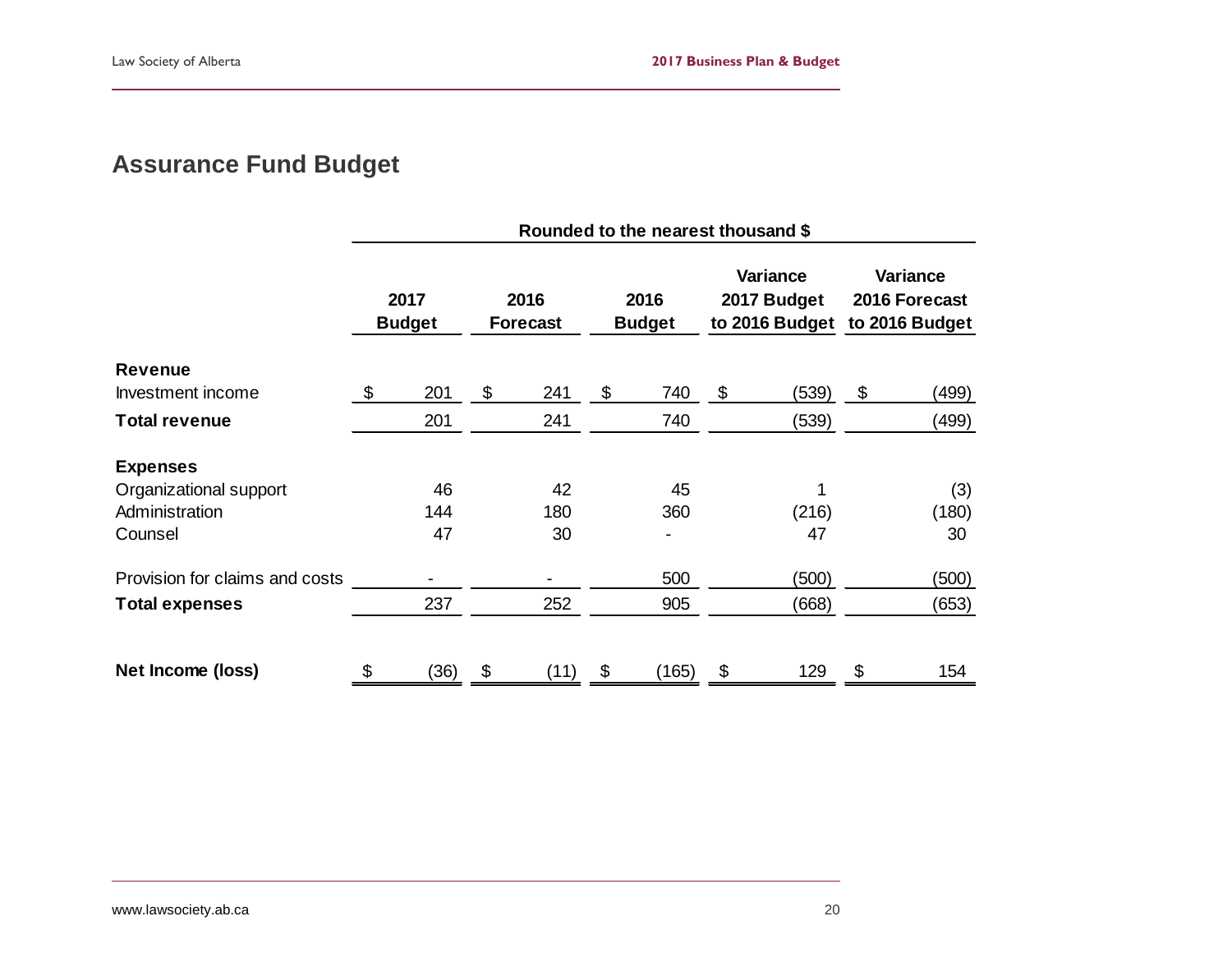## Assurance Fund Budget

| | Rounded to the nearest thousand $ | | | | |
|---|---|---|---|---|---|
| | 2017 Budget | 2016 Forecast | 2016 Budget | Variance 2017 Budget to 2016 Budget | Variance 2016 Forecast to 2016 Budget |
| **Revenue** | | | | | |
| Investment income | $ 201 | $ 241 | $ 740 | $ (539) | $ (499) |
| **Total revenue** | 201 | 241 | 740 | (539) | (499) |
| **Expenses** | | | | | |
| Organizational support | 46 | 42 | 45 | 1 | (3) |
| Administration | 144 | 180 | 360 | (216) | (180) |
| Counsel | 47 | 30 | - | 47 | 30 |
| Provision for claims and costs | - | - | 500 | (500) | (500) |
| **Total expenses** | 237 | 252 | 905 | (668) | (653) |
| **Net Income (loss)** | $ (36) | $ (11) | $ (165) | $ 129 | $ 154 |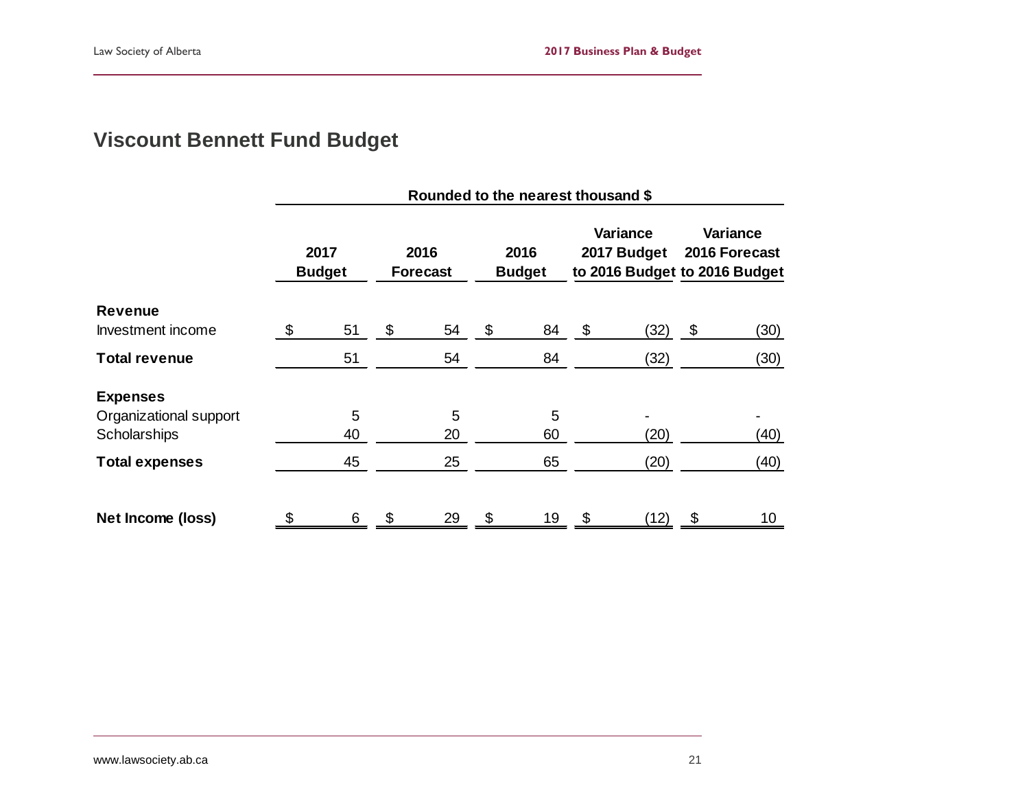## Viscount Bennett Fund Budget

| | Rounded to the nearest thousand $ | | | | |
|---|---|---|---|---|---|
| | 2017 Budget | 2016 Forecast | 2016 Budget | Variance 2017 Budget to 2016 Budget | Variance 2016 Forecast to 2016 Budget |
| **Revenue** | | | | | |
| Investment income | $ 51 | $ 54 | $ 84 | $ (32) | $ (30) |
| **Total revenue** | 51 | 54 | 84 | (32) | (30) |
| **Expenses** | | | | | |
| Organizational support | 5 | 5 | 5 | - | - |
| Scholarships | 40 | 20 | 60 | (20) | (40) |
| **Total expenses** | 45 | 25 | 65 | (20) | (40) |
| **Net Income (loss)** | $ 6 | $ 29 | $ 19 | $ (12) | $ 10 |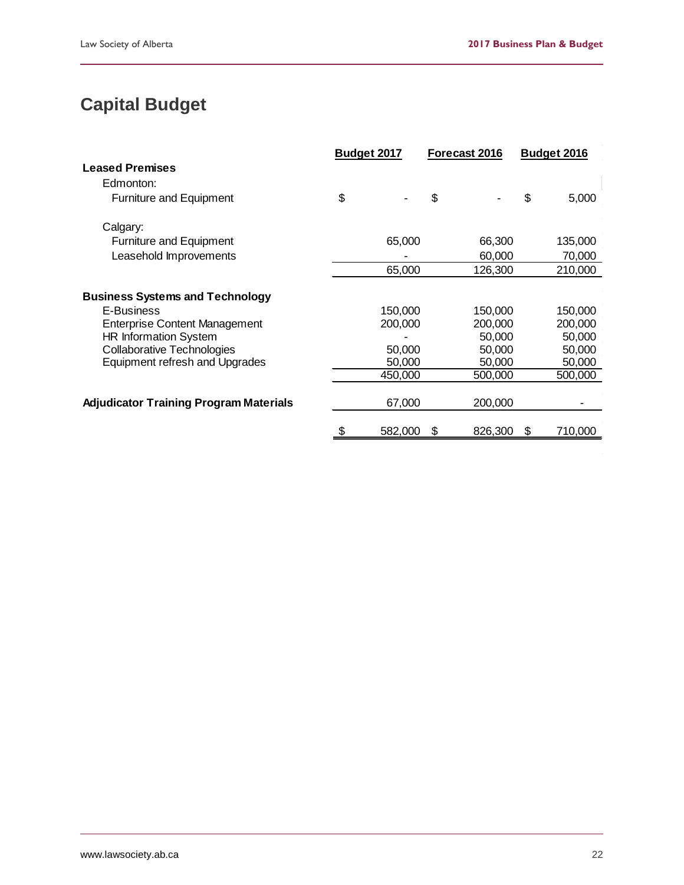# Capital Budget

| | Budget 2017 | Forecast 2016 | Budget 2016 |
|---|---|---|---|
| **Leased Premises** | | | |
| Edmonton: | | | |
| Furniture and Equipment | $ - | $ - | $ 5,000 |
| Calgary: | | | |
| Furniture and Equipment | 65,000 | 66,300 | 135,000 |
| Leasehold Improvements | - | 60,000 | 70,000 |
| | 65,000 | 126,300 | 210,000 |
| **Business Systems and Technology** | | | |
| E-Business | 150,000 | 150,000 | 150,000 |
| Enterprise Content Management | 200,000 | 200,000 | 200,000 |
| HR Information System | - | 50,000 | 50,000 |
| Collaborative Technologies | 50,000 | 50,000 | 50,000 |
| Equipment refresh and Upgrades | 50,000 | 50,000 | 50,000 |
| | 450,000 | 500,000 | 500,000 |
| **Adjudicator Training Program Materials** | 67,000 | 200,000 | - |
| | $ 582,000 | $ 826,300 | $ 710,000 |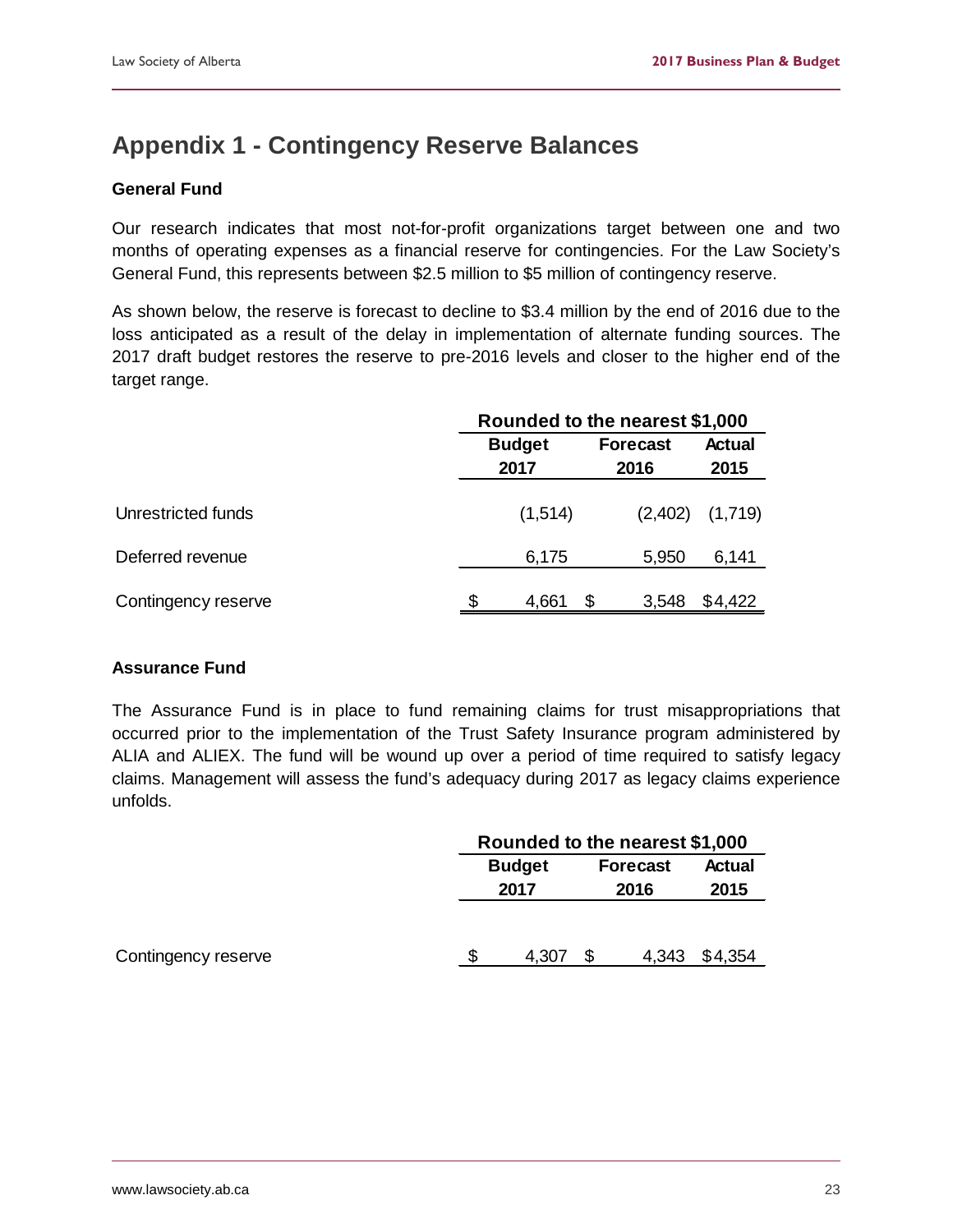# Appendix 1 - Contingency Reserve Balances

### General Fund

Our research indicates that most not-for-profit organizations target between one and two months of operating expenses as a financial reserve for contingencies. For the Law Society's General Fund, this represents between $2.5 million to $5 million of contingency reserve.

As shown below, the reserve is forecast to decline to $3.4 million by the end of 2016 due to the loss anticipated as a result of the delay in implementation of alternate funding sources. The 2017 draft budget restores the reserve to pre-2016 levels and closer to the higher end of the target range.

| | Rounded to the nearest $1,000 | | |
|---|---|---|---|
| | **Budget 2017** | **Forecast 2016** | **Actual 2015** |
| Unrestricted funds | (1,514) | (2,402) | (1,719) |
| Deferred revenue | 6,175 | 5,950 | 6,141 |
| Contingency reserve | $ 4,661 | $ 3,548 | $4,422 |

### Assurance Fund

The Assurance Fund is in place to fund remaining claims for trust misappropriations that occurred prior to the implementation of the Trust Safety Insurance program administered by ALIA and ALIEX. The fund will be wound up over a period of time required to satisfy legacy claims. Management will assess the fund's adequacy during 2017 as legacy claims experience unfolds.

| | Rounded to the nearest $1,000 | | |
|---|---|---|---|
| | **Budget 2017** | **Forecast 2016** | **Actual 2015** |
| Contingency reserve | $ 4,307 | $ 4,343 | $4,354 |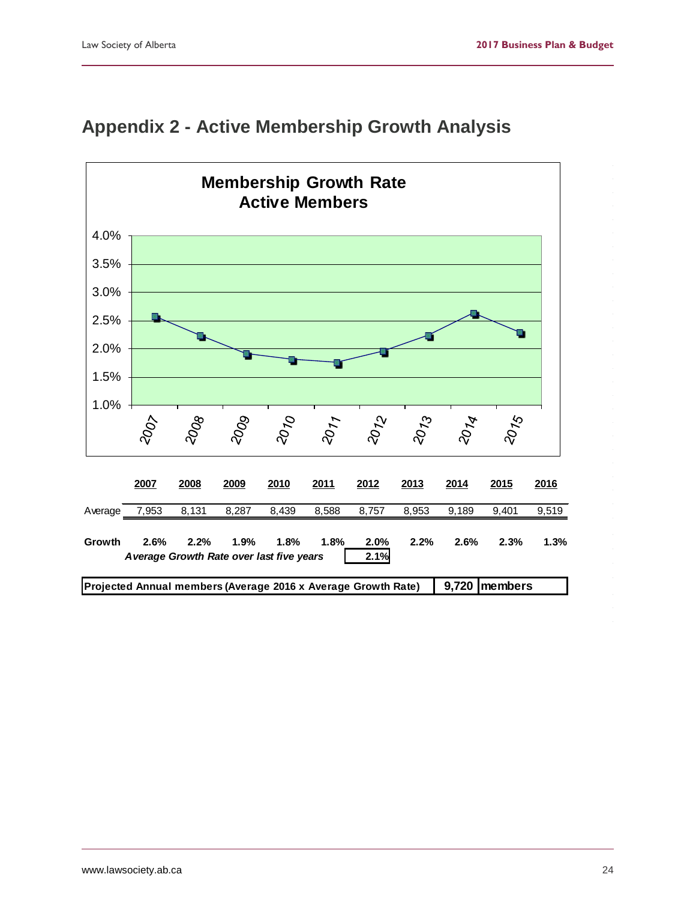# Appendix 2 - Active Membership Growth Analysis

**Membership Growth Rate**
**Active Members**

|  | 2007 | 2008 | 2009 | 2010 | 2011 | 2012 | 2013 | 2014 | 2015 | 2016 |
|---|---|---|---|---|---|---|---|---|---|---|
| Average | 7,953 | 8,131 | 8,287 | 8,439 | 8,588 | 8,757 | 8,953 | 9,189 | 9,401 | 9,519 |
| **Growth** | **2.6%** | **2.2%** | **1.9%** | **1.8%** | **1.8%** | **2.0%** | **2.2%** | **2.6%** | **2.3%** | **1.3%** |

***Average Growth Rate over last five years*** **2.1%**

| **Projected Annual members (Average 2016 x Average Growth Rate)** | **9,720** | **members** |
|---|---|---|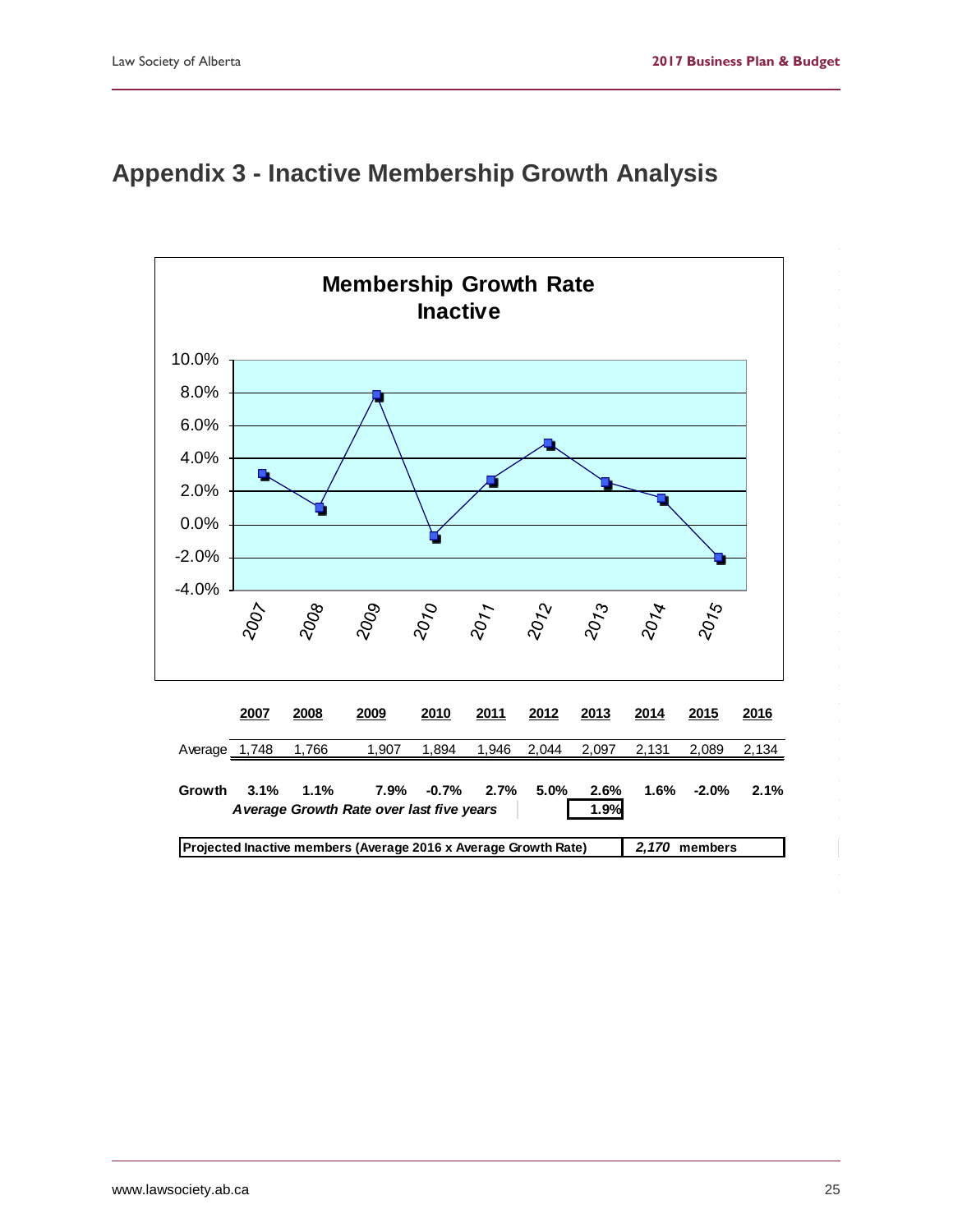# Appendix 3 - Inactive Membership Growth Analysis

**Membership Growth Rate**
**Inactive**

| 2007 | 2008 | 2009 | 2010 | 2011 | 2012 | 2013 | 2014 | 2015 |
|---|---|---|---|---|---|---|---|---|
| 3.1% | 1.1% | 7.9% | -0.7% | 2.7% | 5.0% | 2.6% | 1.6% | -2.0% |

| | **2007** | **2008** | **2009** | **2010** | **2011** | **2012** | **2013** | **2014** | **2015** | **2016** |
|---|---|---|---|---|---|---|---|---|---|---|
| Average | 1,748 | 1,766 | 1,907 | 1,894 | 1,946 | 2,044 | 2,097 | 2,131 | 2,089 | 2,134 |
| **Growth** | **3.1%** | **1.1%** | **7.9%** | **-0.7%** | **2.7%** | **5.0%** | **2.6%** | **1.6%** | **-2.0%** | **2.1%** |

***Average Growth Rate over last five years*** **1.9%**

| **Projected Inactive members (Average 2016 x Average Growth Rate)** | ***2,170*** **members** |
|---|---|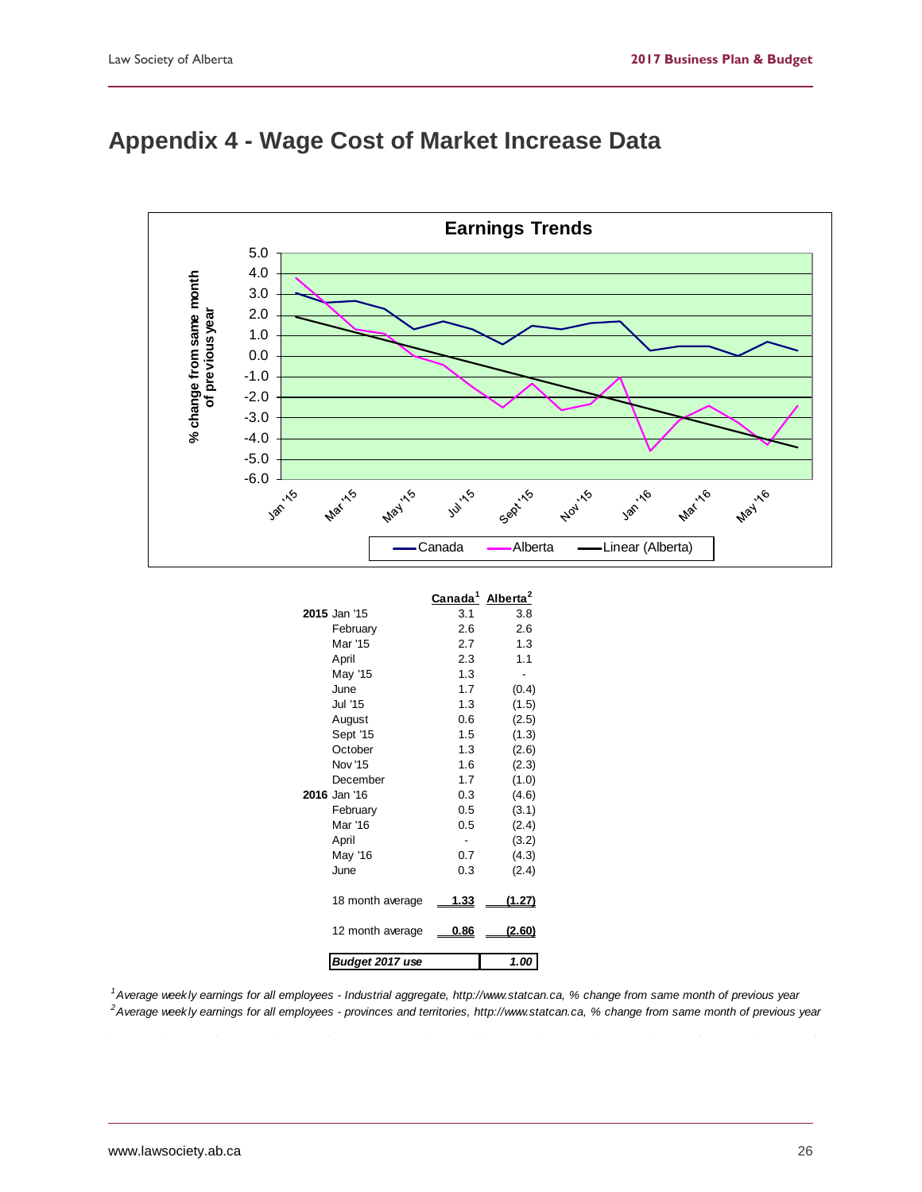# Appendix 4 - Wage Cost of Market Increase Data

|  |  | Canada[1] | Alberta[2] |
|---|---|---|---|
| **2015** | Jan '15 | 3.1 | 3.8 |
|  | February | 2.6 | 2.6 |
|  | Mar '15 | 2.7 | 1.3 |
|  | April | 2.3 | 1.1 |
|  | May '15 | 1.3 | - |
|  | June | 1.7 | (0.4) |
|  | Jul '15 | 1.3 | (1.5) |
|  | August | 0.6 | (2.5) |
|  | Sept '15 | 1.5 | (1.3) |
|  | October | 1.3 | (2.6) |
|  | Nov '15 | 1.6 | (2.3) |
|  | December | 1.7 | (1.0) |
| **2016** | Jan '16 | 0.3 | (4.6) |
|  | February | 0.5 | (3.1) |
|  | Mar '16 | 0.5 | (2.4) |
|  | April | - | (3.2) |
|  | May '16 | 0.7 | (4.3) |
|  | June | 0.3 | (2.4) |
|  | 18 month average | 1.33 | (1.27) |
|  | 12 month average | 0.86 | (2.60) |
|  | ***Budget 2017 use*** |  | ***1.00*** |

[1] *Average weekly earnings for all employees - Industrial aggregate, http://www.statcan.ca, % change from same month of previous year*

[2] *Average weekly earnings for all employees - provinces and territories, http://www.statcan.ca, % change from same month of previous year*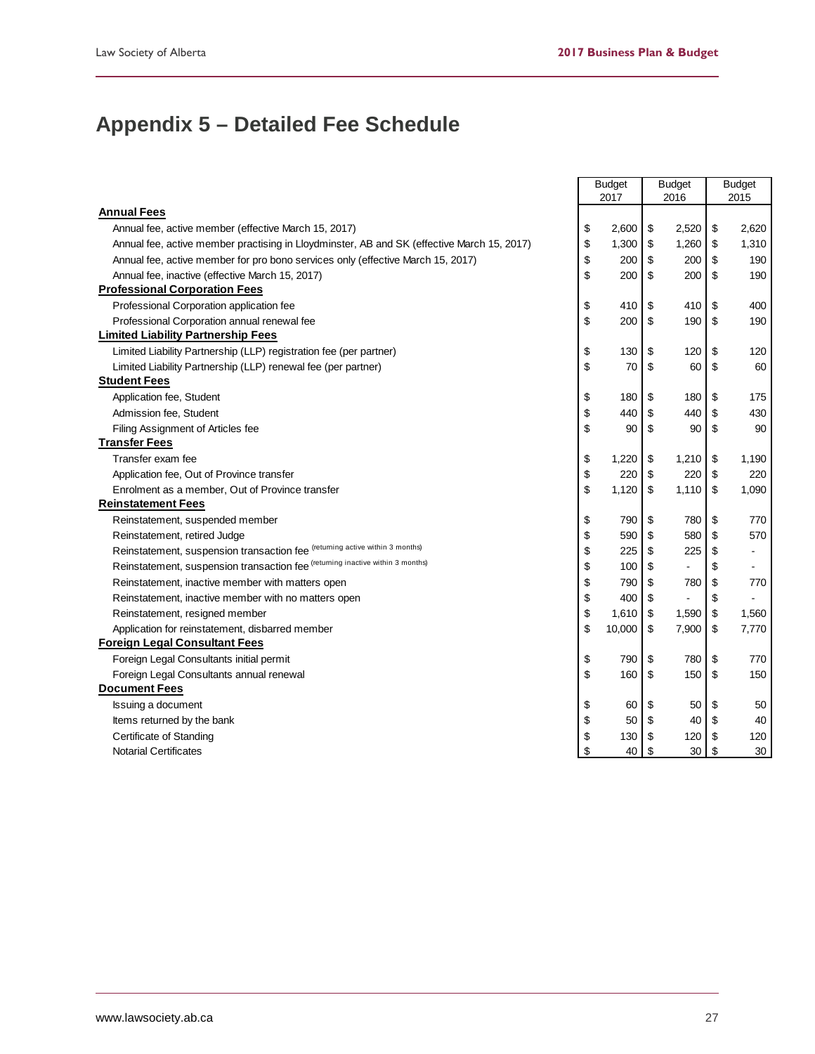# Appendix 5 – Detailed Fee Schedule

| | Budget 2017 | Budget 2016 | Budget 2015 |
|---|---|---|---|
| **Annual Fees** | | | |
| Annual fee, active member (effective March 15, 2017) | $ 2,600 | $ 2,520 | $ 2,620 |
| Annual fee, active member practising in Lloydminster, AB and SK (effective March 15, 2017) | $ 1,300 | $ 1,260 | $ 1,310 |
| Annual fee, active member for pro bono services only (effective March 15, 2017) | $ 200 | $ 200 | $ 190 |
| Annual fee, inactive (effective March 15, 2017) | $ 200 | $ 200 | $ 190 |
| **Professional Corporation Fees** | | | |
| Professional Corporation application fee | $ 410 | $ 410 | $ 400 |
| Professional Corporation annual renewal fee | $ 200 | $ 190 | $ 190 |
| **Limited Liability Partnership Fees** | | | |
| Limited Liability Partnership (LLP) registration fee (per partner) | $ 130 | $ 120 | $ 120 |
| Limited Liability Partnership (LLP) renewal fee (per partner) | $ 70 | $ 60 | $ 60 |
| **Student Fees** | | | |
| Application fee, Student | $ 180 | $ 180 | $ 175 |
| Admission fee, Student | $ 440 | $ 440 | $ 430 |
| Filing Assignment of Articles fee | $ 90 | $ 90 | $ 90 |
| **Transfer Fees** | | | |
| Transfer exam fee | $ 1,220 | $ 1,210 | $ 1,190 |
| Application fee, Out of Province transfer | $ 220 | $ 220 | $ 220 |
| Enrolment as a member, Out of Province transfer | $ 1,120 | $ 1,110 | $ 1,090 |
| **Reinstatement Fees** | | | |
| Reinstatement, suspended member | $ 790 | $ 780 | $ 770 |
| Reinstatement, retired Judge | $ 590 | $ 580 | $ 570 |
| Reinstatement, suspension transaction fee (returning active within 3 months) | $ 225 | $ 225 | $ - |
| Reinstatement, suspension transaction fee (returning inactive within 3 months) | $ 100 | $ - | $ - |
| Reinstatement, inactive member with matters open | $ 790 | $ 780 | $ 770 |
| Reinstatement, inactive member with no matters open | $ 400 | $ - | $ - |
| Reinstatement, resigned member | $ 1,610 | $ 1,590 | $ 1,560 |
| Application for reinstatement, disbarred member | $ 10,000 | $ 7,900 | $ 7,770 |
| **Foreign Legal Consultant Fees** | | | |
| Foreign Legal Consultants initial permit | $ 790 | $ 780 | $ 770 |
| Foreign Legal Consultants annual renewal | $ 160 | $ 150 | $ 150 |
| **Document Fees** | | | |
| Issuing a document | $ 60 | $ 50 | $ 50 |
| Items returned by the bank | $ 50 | $ 40 | $ 40 |
| Certificate of Standing | $ 130 | $ 120 | $ 120 |
| Notarial Certificates | $ 40 | $ 30 | $ 30 |